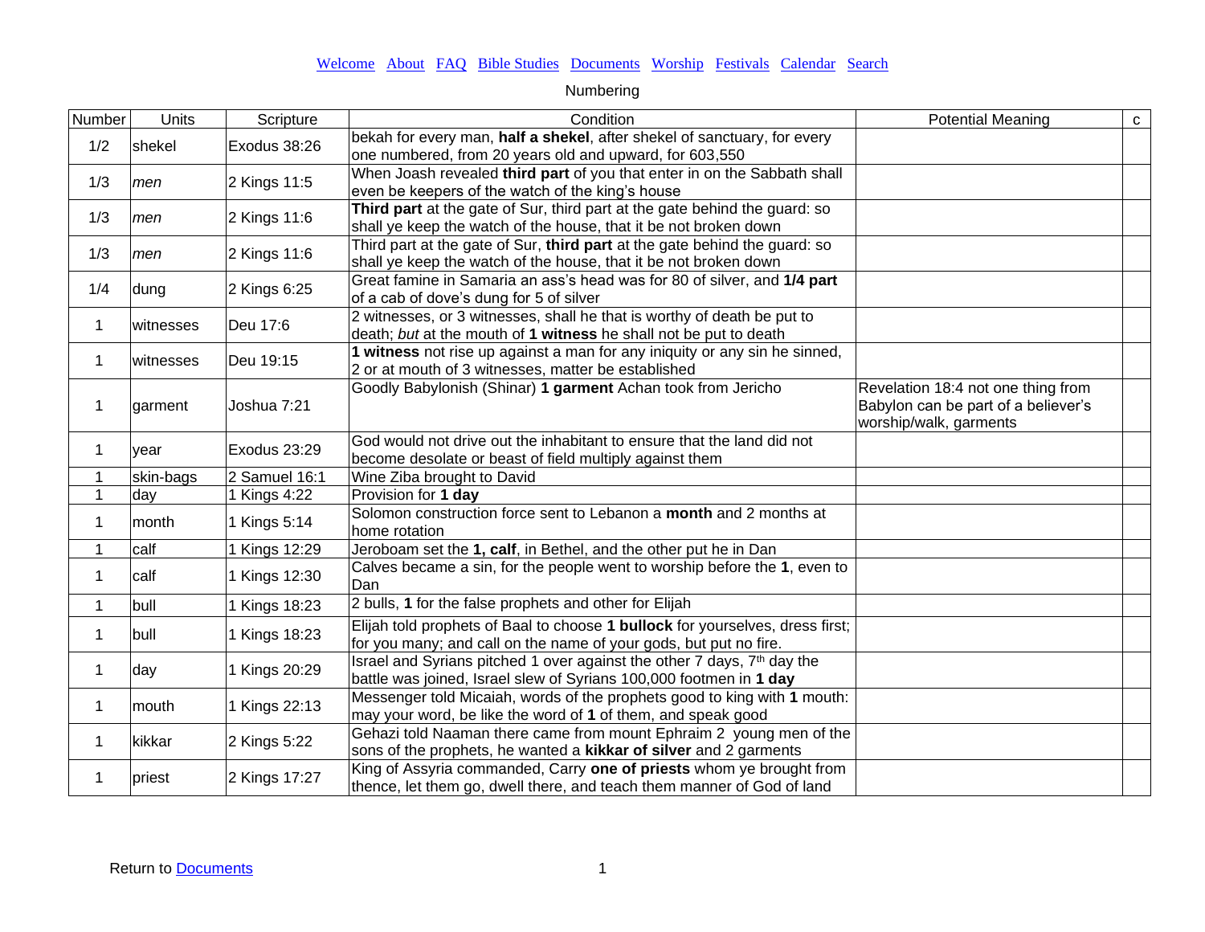Welcome About FAQ Bible Studies Documents Worship Festivals Calendar Search

Numbering

| Number | Units | Scripture | Condition | Potential Meaning | c |
|---|---|---|---|---|---|
| 1/2 | shekel | Exodus 38:26 | bekah for every man, **half a shekel**, after shekel of sanctuary, for every one numbered, from 20 years old and upward, for 603,550 | | |
| 1/3 | *men* | 2 Kings 11:5 | When Joash revealed **third part** of you that enter in on the Sabbath shall even be keepers of the watch of the king's house | | |
| 1/3 | *men* | 2 Kings 11:6 | **Third part** at the gate of Sur, third part at the gate behind the guard: so shall ye keep the watch of the house, that it be not broken down | | |
| 1/3 | *men* | 2 Kings 11:6 | Third part at the gate of Sur, **third part** at the gate behind the guard: so shall ye keep the watch of the house, that it be not broken down | | |
| 1/4 | dung | 2 Kings 6:25 | Great famine in Samaria an ass's head was for 80 of silver, and **1/4 part** of a cab of dove's dung for 5 of silver | | |
| 1 | witnesses | Deu 17:6 | 2 witnesses, or 3 witnesses, shall he that is worthy of death be put to death; *but* at the mouth of **1 witness** he shall not be put to death | | |
| 1 | witnesses | Deu 19:15 | **1 witness** not rise up against a man for any iniquity or any sin he sinned, 2 or at mouth of 3 witnesses, matter be established | | |
| 1 | garment | Joshua 7:21 | Goodly Babylonish (Shinar) **1 garment** Achan took from Jericho | Revelation 18:4 not one thing from Babylon can be part of a believer's worship/walk, garments | |
| 1 | year | Exodus 23:29 | God would not drive out the inhabitant to ensure that the land did not become desolate or beast of field multiply against them | | |
| 1 | skin-bags | 2 Samuel 16:1 | Wine Ziba brought to David | | |
| 1 | day | 1 Kings 4:22 | Provision for **1 day** | | |
| 1 | month | 1 Kings 5:14 | Solomon construction force sent to Lebanon a **month** and 2 months at home rotation | | |
| 1 | calf | 1 Kings 12:29 | Jeroboam set the **1, calf**, in Bethel, and the other put he in Dan | | |
| 1 | calf | 1 Kings 12:30 | Calves became a sin, for the people went to worship before the **1**, even to Dan | | |
| 1 | bull | 1 Kings 18:23 | 2 bulls, **1** for the false prophets and other for Elijah | | |
| 1 | bull | 1 Kings 18:23 | Elijah told prophets of Baal to choose **1 bullock** for yourselves, dress first; for you many; and call on the name of your gods, but put no fire. | | |
| 1 | day | 1 Kings 20:29 | Israel and Syrians pitched 1 over against the other 7 days, 7th day the battle was joined, Israel slew of Syrians 100,000 footmen in **1 day** | | |
| 1 | mouth | 1 Kings 22:13 | Messenger told Micaiah, words of the prophets good to king with **1** mouth: may your word, be like the word of **1** of them, and speak good | | |
| 1 | kikkar | 2 Kings 5:22 | Gehazi told Naaman there came from mount Ephraim 2 young men of the sons of the prophets, he wanted a **kikkar of silver** and 2 garments | | |
| 1 | priest | 2 Kings 17:27 | King of Assyria commanded, Carry **one of priests** whom ye brought from thence, let them go, dwell there, and teach them manner of God of land | | |

Return to Documents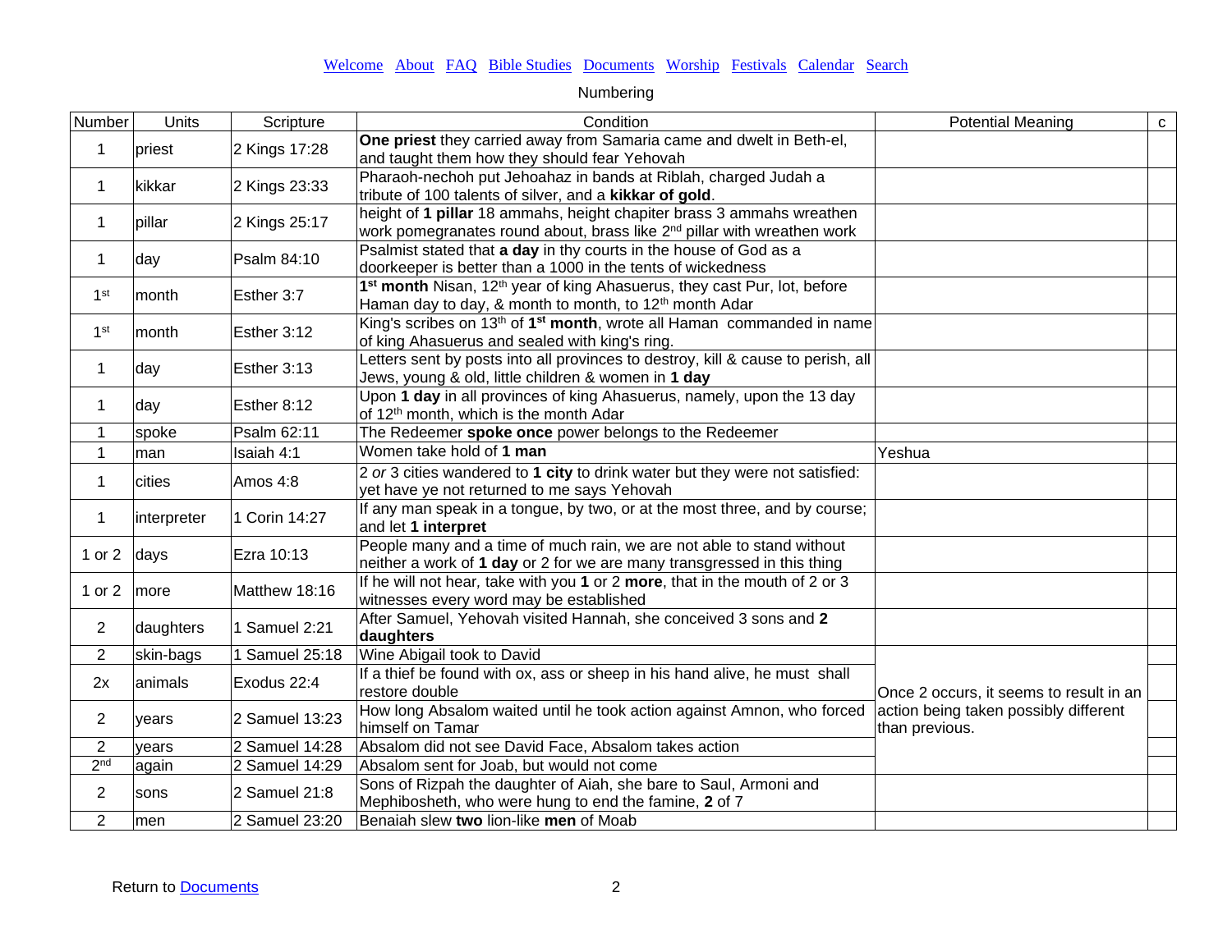Welcome About FAQ Bible Studies Documents Worship Festivals Calendar Search

Numbering

| Number | Units | Scripture | Condition | Potential Meaning | c |
|---|---|---|---|---|---|
| 1 | priest | 2 Kings 17:28 | **One priest** they carried away from Samaria came and dwelt in Beth-el, and taught them how they should fear Yehovah | | |
| 1 | kikkar | 2 Kings 23:33 | Pharaoh-nechoh put Jehoahaz in bands at Riblah, charged Judah a tribute of 100 talents of silver, and a **kikkar of gold**. | | |
| 1 | pillar | 2 Kings 25:17 | height of **1 pillar** 18 ammahs, height chapiter brass 3 ammahs wreathen work pomegranates round about, brass like 2nd pillar with wreathen work | | |
| 1 | day | Psalm 84:10 | Psalmist stated that **a day** in thy courts in the house of God as a doorkeeper is better than a 1000 in the tents of wickedness | | |
| 1st | month | Esther 3:7 | **1st month** Nisan, 12th year of king Ahasuerus, they cast Pur, lot, before Haman day to day, & month to month, to 12th month Adar | | |
| 1st | month | Esther 3:12 | King's scribes on 13th of **1st month**, wrote all Haman commanded in name of king Ahasuerus and sealed with king's ring. | | |
| 1 | day | Esther 3:13 | Letters sent by posts into all provinces to destroy, kill & cause to perish, all Jews, young & old, little children & women in **1 day** | | |
| 1 | day | Esther 8:12 | Upon **1 day** in all provinces of king Ahasuerus, namely, upon the 13 day of 12th month, which is the month Adar | | |
| 1 | spoke | Psalm 62:11 | The Redeemer **spoke once** power belongs to the Redeemer | | |
| 1 | man | Isaiah 4:1 | Women take hold of **1 man** | Yeshua | |
| 1 | cities | Amos 4:8 | 2 *or* 3 cities wandered to **1 city** to drink water but they were not satisfied: yet have ye not returned to me says Yehovah | | |
| 1 | interpreter | 1 Corin 14:27 | If any man speak in a tongue, by two, or at the most three, and by course; and let **1 interpret** | | |
| 1 or 2 | days | Ezra 10:13 | People many and a time of much rain, we are not able to stand without neither a work of **1 day** or 2 for we are many transgressed in this thing | | |
| 1 or 2 | more | Matthew 18:16 | If he will not hear, take with you **1** or 2 **more**, that in the mouth of 2 or 3 witnesses every word may be established | | |
| 2 | daughters | 1 Samuel 2:21 | After Samuel, Yehovah visited Hannah, she conceived 3 sons and **2 daughters** | | |
| 2 | skin-bags | 1 Samuel 25:18 | Wine Abigail took to David | Once 2 occurs, it seems to result in an action being taken possibly different than previous. | |
| 2x | animals | Exodus 22:4 | If a thief be found with ox, ass or sheep in his hand alive, he must shall restore double | | |
| 2 | years | 2 Samuel 13:23 | How long Absalom waited until he took action against Amnon, who forced himself on Tamar | | |
| 2 | years | 2 Samuel 14:28 | Absalom did not see David Face, Absalom takes action | | |
| 2nd | again | 2 Samuel 14:29 | Absalom sent for Joab, but would not come | | |
| 2 | sons | 2 Samuel 21:8 | Sons of Rizpah the daughter of Aiah, she bare to Saul, Armoni and Mephibosheth, who were hung to end the famine, **2** of 7 | | |
| 2 | men | 2 Samuel 23:20 | Benaiah slew **two** lion-like **men** of Moab | | |

Return to Documents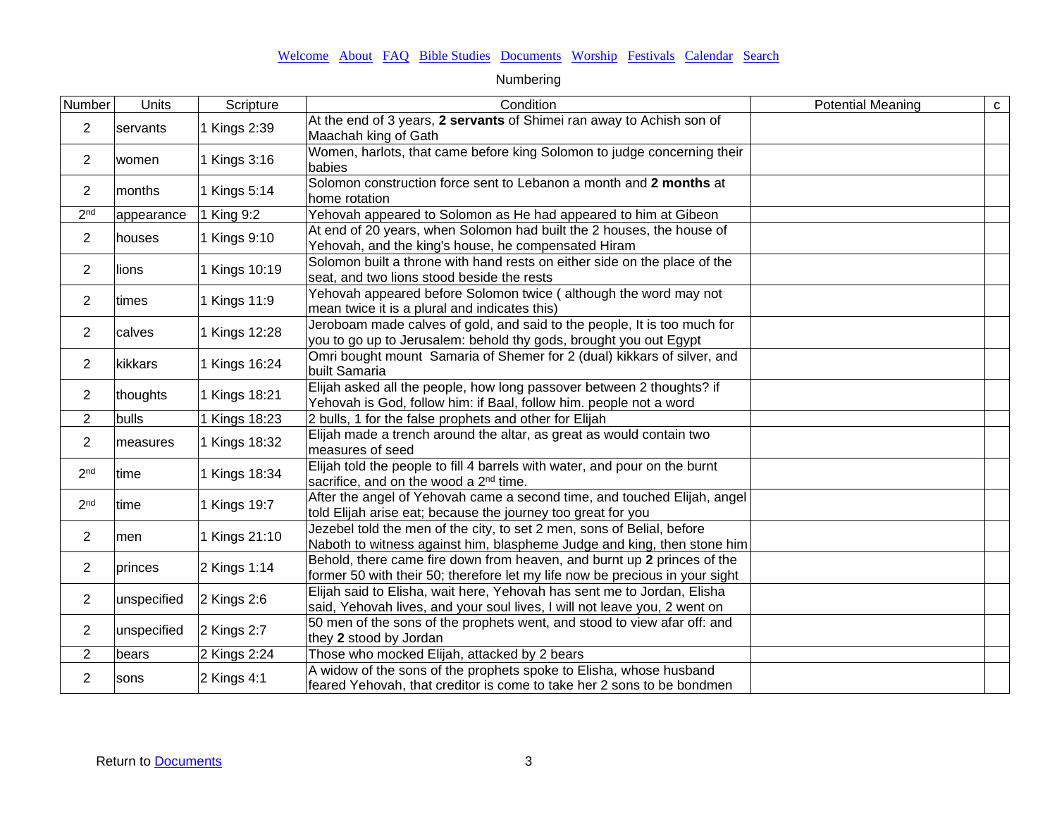Welcome About FAQ Bible Studies Documents Worship Festivals Calendar Search

Numbering

| Number | Units | Scripture | Condition | Potential Meaning | c |
|---|---|---|---|---|---|
| 2 | servants | 1 Kings 2:39 | At the end of 3 years, **2 servants** of Shimei ran away to Achish son of Maachah king of Gath | | |
| 2 | women | 1 Kings 3:16 | Women, harlots, that came before king Solomon to judge concerning their babies | | |
| 2 | months | 1 Kings 5:14 | Solomon construction force sent to Lebanon a month and **2 months** at home rotation | | |
| 2nd | appearance | 1 King 9:2 | Yehovah appeared to Solomon as He had appeared to him at Gibeon | | |
| 2 | houses | 1 Kings 9:10 | At end of 20 years, when Solomon had built the 2 houses, the house of Yehovah, and the king's house, he compensated Hiram | | |
| 2 | lions | 1 Kings 10:19 | Solomon built a throne with hand rests on either side on the place of the seat, and two lions stood beside the rests | | |
| 2 | times | 1 Kings 11:9 | Yehovah appeared before Solomon twice ( although the word may not mean twice it is a plural and indicates this) | | |
| 2 | calves | 1 Kings 12:28 | Jeroboam made calves of gold, and said to the people, It is too much for you to go up to Jerusalem: behold thy gods, brought you out Egypt | | |
| 2 | kikkars | 1 Kings 16:24 | Omri bought mount Samaria of Shemer for 2 (dual) kikkars of silver, and built Samaria | | |
| 2 | thoughts | 1 Kings 18:21 | Elijah asked all the people, how long passover between 2 thoughts? if Yehovah is God, follow him: if Baal, follow him. people not a word | | |
| 2 | bulls | 1 Kings 18:23 | 2 bulls, 1 for the false prophets and other for Elijah | | |
| 2 | measures | 1 Kings 18:32 | Elijah made a trench around the altar, as great as would contain two measures of seed | | |
| 2nd | time | 1 Kings 18:34 | Elijah told the people to fill 4 barrels with water, and pour on the burnt sacrifice, and on the wood a 2nd time. | | |
| 2nd | time | 1 Kings 19:7 | After the angel of Yehovah came a second time, and touched Elijah, angel told Elijah arise eat; because the journey too great for you | | |
| 2 | men | 1 Kings 21:10 | Jezebel told the men of the city, to set 2 men, sons of Belial, before Naboth to witness against him, blaspheme Judge and king, then stone him | | |
| 2 | princes | 2 Kings 1:14 | Behold, there came fire down from heaven, and burnt up **2** princes of the former 50 with their 50; therefore let my life now be precious in your sight | | |
| 2 | unspecified | 2 Kings 2:6 | Elijah said to Elisha, wait here, Yehovah has sent me to Jordan, Elisha said, Yehovah lives, and your soul lives, I will not leave you, 2 went on | | |
| 2 | unspecified | 2 Kings 2:7 | 50 men of the sons of the prophets went, and stood to view afar off: and they **2** stood by Jordan | | |
| 2 | bears | 2 Kings 2:24 | Those who mocked Elijah, attacked by 2 bears | | |
| 2 | sons | 2 Kings 4:1 | A widow of the sons of the prophets spoke to Elisha, whose husband feared Yehovah, that creditor is come to take her 2 sons to be bondmen | | |

Return to Documents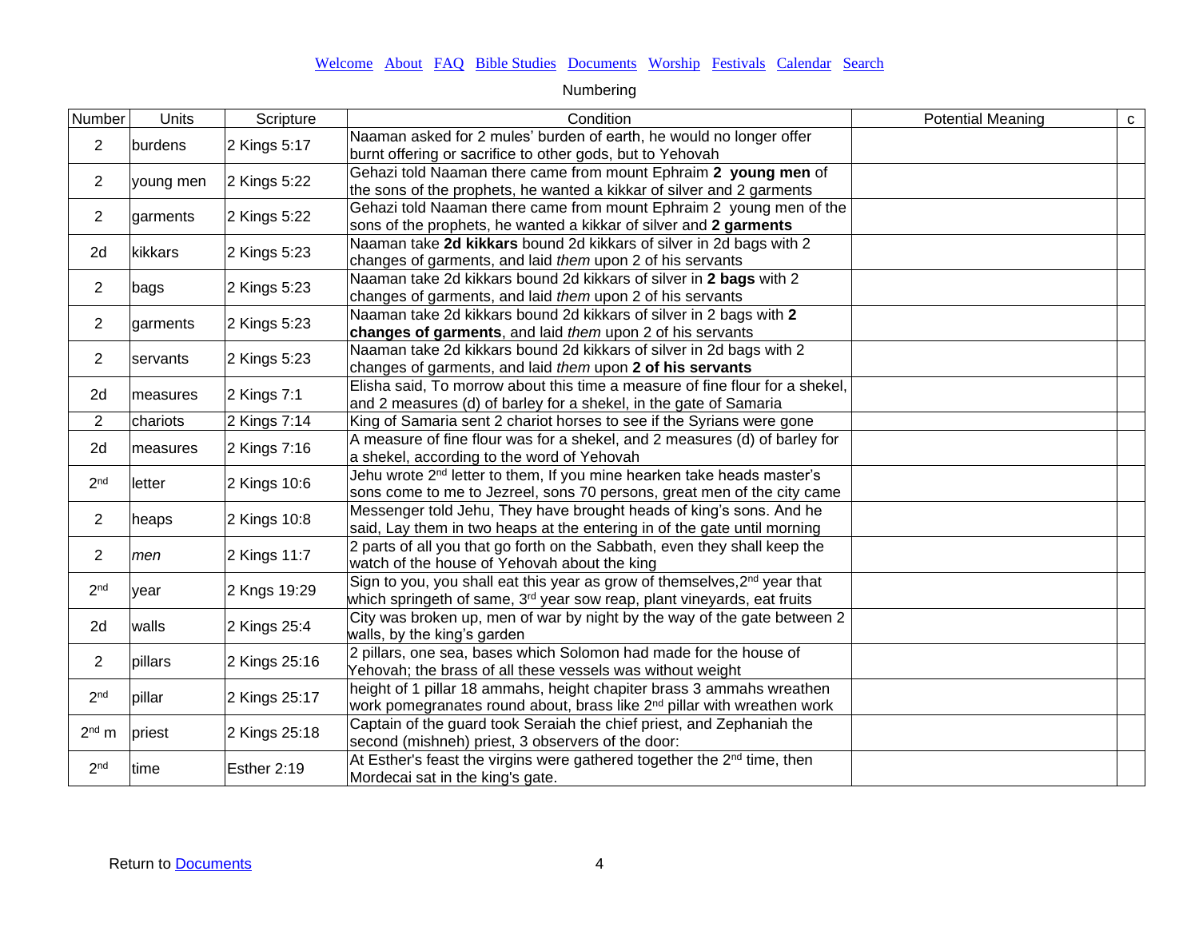Welcome About FAQ Bible Studies Documents Worship Festivals Calendar Search

Numbering

| Number | Units | Scripture | Condition | Potential Meaning | c |
|---|---|---|---|---|---|
| 2 | burdens | 2 Kings 5:17 | Naaman asked for 2 mules' burden of earth, he would no longer offer burnt offering or sacrifice to other gods, but to Yehovah | | |
| 2 | young men | 2 Kings 5:22 | Gehazi told Naaman there came from mount Ephraim **2 young men** of the sons of the prophets, he wanted a kikkar of silver and 2 garments | | |
| 2 | garments | 2 Kings 5:22 | Gehazi told Naaman there came from mount Ephraim 2 young men of the sons of the prophets, he wanted a kikkar of silver and **2 garments** | | |
| 2d | kikkars | 2 Kings 5:23 | Naaman take **2d kikkars** bound 2d kikkars of silver in 2d bags with 2 changes of garments, and laid *them* upon 2 of his servants | | |
| 2 | bags | 2 Kings 5:23 | Naaman take 2d kikkars bound 2d kikkars of silver in **2 bags** with 2 changes of garments, and laid *them* upon 2 of his servants | | |
| 2 | garments | 2 Kings 5:23 | Naaman take 2d kikkars bound 2d kikkars of silver in 2 bags with **2 changes of garments**, and laid *them* upon 2 of his servants | | |
| 2 | servants | 2 Kings 5:23 | Naaman take 2d kikkars bound 2d kikkars of silver in 2d bags with 2 changes of garments, and laid *them* upon **2 of his servants** | | |
| 2d | measures | 2 Kings 7:1 | Elisha said, To morrow about this time a measure of fine flour for a shekel, and 2 measures (d) of barley for a shekel, in the gate of Samaria | | |
| 2 | chariots | 2 Kings 7:14 | King of Samaria sent 2 chariot horses to see if the Syrians were gone | | |
| 2d | measures | 2 Kings 7:16 | A measure of fine flour was for a shekel, and 2 measures (d) of barley for a shekel, according to the word of Yehovah | | |
| 2nd | letter | 2 Kings 10:6 | Jehu wrote 2nd letter to them, If you mine hearken take heads master's sons come to me to Jezreel, sons 70 persons, great men of the city came | | |
| 2 | heaps | 2 Kings 10:8 | Messenger told Jehu, They have brought heads of king's sons. And he said, Lay them in two heaps at the entering in of the gate until morning | | |
| 2 | *men* | 2 Kings 11:7 | 2 parts of all you that go forth on the Sabbath, even they shall keep the watch of the house of Yehovah about the king | | |
| 2nd | year | 2 Kngs 19:29 | Sign to you, you shall eat this year as grow of themselves,2nd year that which springeth of same, 3rd year sow reap, plant vineyards, eat fruits | | |
| 2d | walls | 2 Kings 25:4 | City was broken up, men of war by night by the way of the gate between 2 walls, by the king's garden | | |
| 2 | pillars | 2 Kings 25:16 | 2 pillars, one sea, bases which Solomon had made for the house of Yehovah; the brass of all these vessels was without weight | | |
| 2nd | pillar | 2 Kings 25:17 | height of 1 pillar 18 ammahs, height chapiter brass 3 ammahs wreathen work pomegranates round about, brass like 2nd pillar with wreathen work | | |
| 2nd m | priest | 2 Kings 25:18 | Captain of the guard took Seraiah the chief priest, and Zephaniah the second (mishneh) priest, 3 observers of the door: | | |
| 2nd | time | Esther 2:19 | At Esther's feast the virgins were gathered together the 2nd time, then Mordecai sat in the king's gate. | | |

Return to Documents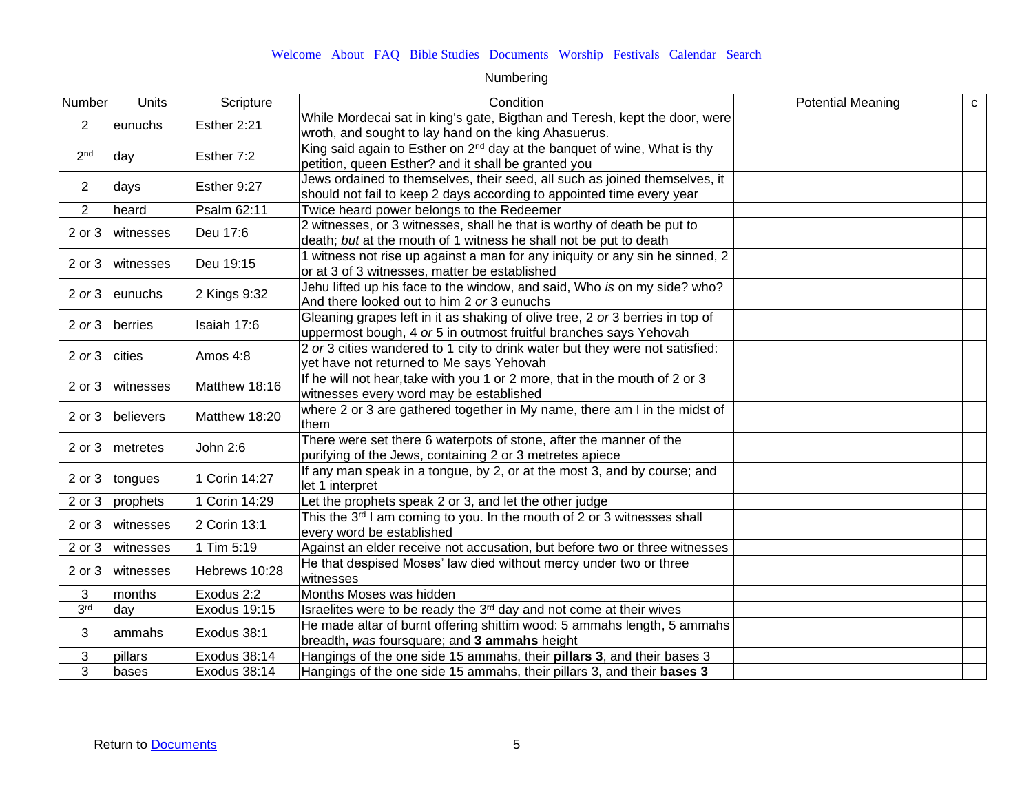[Welcome](#) [About](#) [FAQ](#) [Bible Studies](#) [Documents](#) [Worship](#) [Festivals](#) [Calendar](#) [Search](#)

Numbering

| Number | Units | Scripture | Condition | Potential Meaning | c |
|---|---|---|---|---|---|
| 2 | eunuchs | Esther 2:21 | While Mordecai sat in king's gate, Bigthan and Teresh, kept the door, were wroth, and sought to lay hand on the king Ahasuerus. | | |
| 2nd | day | Esther 7:2 | King said again to Esther on 2nd day at the banquet of wine, What is thy petition, queen Esther? and it shall be granted you | | |
| 2 | days | Esther 9:27 | Jews ordained to themselves, their seed, all such as joined themselves, it should not fail to keep 2 days according to appointed time every year | | |
| 2 | heard | Psalm 62:11 | Twice heard power belongs to the Redeemer | | |
| 2 or 3 | witnesses | Deu 17:6 | 2 witnesses, or 3 witnesses, shall he that is worthy of death be put to death; *but* at the mouth of 1 witness he shall not be put to death | | |
| 2 or 3 | witnesses | Deu 19:15 | 1 witness not rise up against a man for any iniquity or any sin he sinned, 2 or at 3 of 3 witnesses, matter be established | | |
| 2 *or* 3 | eunuchs | 2 Kings 9:32 | Jehu lifted up his face to the window, and said, Who *is* on my side? who? And there looked out to him 2 *or* 3 eunuchs | | |
| 2 *or* 3 | berries | Isaiah 17:6 | Gleaning grapes left in it as shaking of olive tree, 2 *or* 3 berries in top of uppermost bough, 4 *or* 5 in outmost fruitful branches says Yehovah | | |
| 2 *or* 3 | cities | Amos 4:8 | 2 *or* 3 cities wandered to 1 city to drink water but they were not satisfied: yet have not returned to Me says Yehovah | | |
| 2 or 3 | witnesses | Matthew 18:16 | If he will not hear,take with you 1 or 2 more, that in the mouth of 2 or 3 witnesses every word may be established | | |
| 2 or 3 | believers | Matthew 18:20 | where 2 or 3 are gathered together in My name, there am I in the midst of them | | |
| 2 or 3 | metretes | John 2:6 | There were set there 6 waterpots of stone, after the manner of the purifying of the Jews, containing 2 or 3 metretes apiece | | |
| 2 or 3 | tongues | 1 Corin 14:27 | If any man speak in a tongue, by 2, or at the most 3, and by course; and let 1 interpret | | |
| 2 or 3 | prophets | 1 Corin 14:29 | Let the prophets speak 2 or 3, and let the other judge | | |
| 2 or 3 | witnesses | 2 Corin 13:1 | This the 3rd I am coming to you. In the mouth of 2 or 3 witnesses shall every word be established | | |
| 2 or 3 | witnesses | 1 Tim 5:19 | Against an elder receive not accusation, but before two or three witnesses | | |
| 2 or 3 | witnesses | Hebrews 10:28 | He that despised Moses' law died without mercy under two or three witnesses | | |
| 3 | months | Exodus 2:2 | Months Moses was hidden | | |
| 3rd | day | Exodus 19:15 | Israelites were to be ready the 3rd day and not come at their wives | | |
| 3 | ammahs | Exodus 38:1 | He made altar of burnt offering shittim wood: 5 ammahs length, 5 ammahs breadth, *was* foursquare; and **3 ammahs** height | | |
| 3 | pillars | Exodus 38:14 | Hangings of the one side 15 ammahs, their **pillars 3**, and their bases 3 | | |
| 3 | bases | Exodus 38:14 | Hangings of the one side 15 ammahs, their pillars 3, and their **bases 3** | | |

Return to [Documents](#)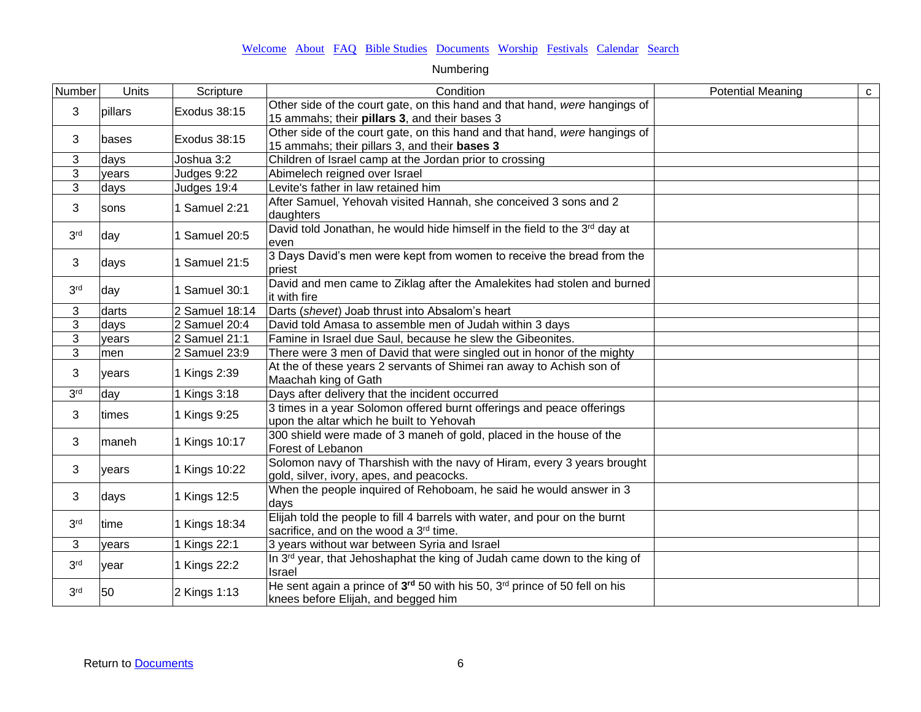Welcome About FAQ Bible Studies Documents Worship Festivals Calendar Search

Numbering

| Number | Units | Scripture | Condition | Potential Meaning | c |
|---|---|---|---|---|---|
| 3 | pillars | Exodus 38:15 | Other side of the court gate, on this hand and that hand, *were* hangings of 15 ammahs; their **pillars 3**, and their bases 3 | | |
| 3 | bases | Exodus 38:15 | Other side of the court gate, on this hand and that hand, *were* hangings of 15 ammahs; their pillars 3, and their **bases 3** | | |
| 3 | days | Joshua 3:2 | Children of Israel camp at the Jordan prior to crossing | | |
| 3 | years | Judges 9:22 | Abimelech reigned over Israel | | |
| 3 | days | Judges 19:4 | Levite's father in law retained him | | |
| 3 | sons | 1 Samuel 2:21 | After Samuel, Yehovah visited Hannah, she conceived 3 sons and 2 daughters | | |
| 3rd | day | 1 Samuel 20:5 | David told Jonathan, he would hide himself in the field to the 3rd day at even | | |
| 3 | days | 1 Samuel 21:5 | 3 Days David's men were kept from women to receive the bread from the priest | | |
| 3rd | day | 1 Samuel 30:1 | David and men came to Ziklag after the Amalekites had stolen and burned it with fire | | |
| 3 | darts | 2 Samuel 18:14 | Darts (*shevet*) Joab thrust into Absalom's heart | | |
| 3 | days | 2 Samuel 20:4 | David told Amasa to assemble men of Judah within 3 days | | |
| 3 | years | 2 Samuel 21:1 | Famine in Israel due Saul, because he slew the Gibeonites. | | |
| 3 | men | 2 Samuel 23:9 | There were 3 men of David that were singled out in honor of the mighty | | |
| 3 | years | 1 Kings 2:39 | At the of these years 2 servants of Shimei ran away to Achish son of Maachah king of Gath | | |
| 3rd | day | 1 Kings 3:18 | Days after delivery that the incident occurred | | |
| 3 | times | 1 Kings 9:25 | 3 times in a year Solomon offered burnt offerings and peace offerings upon the altar which he built to Yehovah | | |
| 3 | maneh | 1 Kings 10:17 | 300 shield were made of 3 maneh of gold, placed in the house of the Forest of Lebanon | | |
| 3 | years | 1 Kings 10:22 | Solomon navy of Tharshish with the navy of Hiram, every 3 years brought gold, silver, ivory, apes, and peacocks. | | |
| 3 | days | 1 Kings 12:5 | When the people inquired of Rehoboam, he said he would answer in 3 days | | |
| 3rd | time | 1 Kings 18:34 | Elijah told the people to fill 4 barrels with water, and pour on the burnt sacrifice, and on the wood a 3rd time. | | |
| 3 | years | 1 Kings 22:1 | 3 years without war between Syria and Israel | | |
| 3rd | year | 1 Kings 22:2 | In 3rd year, that Jehoshaphat the king of Judah came down to the king of Israel | | |
| 3rd | 50 | 2 Kings 1:13 | He sent again a prince of **3rd** 50 with his 50, 3rd prince of 50 fell on his knees before Elijah, and begged him | | |

Return to Documents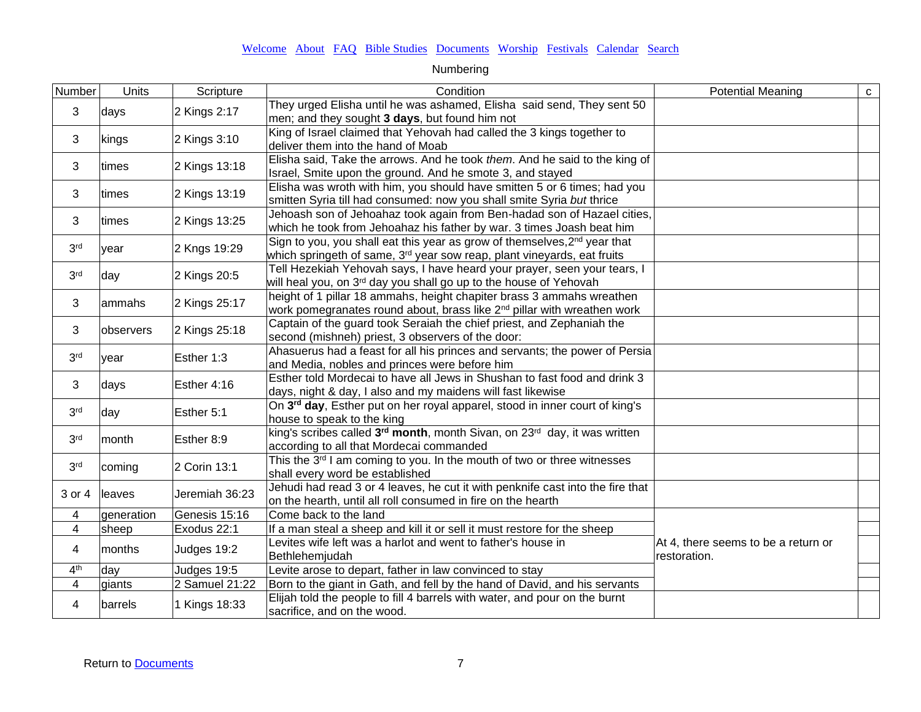Welcome About FAQ Bible Studies Documents Worship Festivals Calendar Search

Numbering

| Number | Units | Scripture | Condition | Potential Meaning | c |
|---|---|---|---|---|---|
| 3 | days | 2 Kings 2:17 | They urged Elisha until he was ashamed, Elisha said send, They sent 50 men; and they sought **3 days**, but found him not | | |
| 3 | kings | 2 Kings 3:10 | King of Israel claimed that Yehovah had called the 3 kings together to deliver them into the hand of Moab | | |
| 3 | times | 2 Kings 13:18 | Elisha said, Take the arrows. And he took *them*. And he said to the king of Israel, Smite upon the ground. And he smote 3, and stayed | | |
| 3 | times | 2 Kings 13:19 | Elisha was wroth with him, you should have smitten 5 or 6 times; had you smitten Syria till had consumed: now you shall smite Syria *but* thrice | | |
| 3 | times | 2 Kings 13:25 | Jehoash son of Jehoahaz took again from Ben-hadad son of Hazael cities, which he took from Jehoahaz his father by war. 3 times Joash beat him | | |
| 3rd | year | 2 Kngs 19:29 | Sign to you, you shall eat this year as grow of themselves,2nd year that which springeth of same, 3rd year sow reap, plant vineyards, eat fruits | | |
| 3rd | day | 2 Kings 20:5 | Tell Hezekiah Yehovah says, I have heard your prayer, seen your tears, I will heal you, on 3rd day you shall go up to the house of Yehovah | | |
| 3 | ammahs | 2 Kings 25:17 | height of 1 pillar 18 ammahs, height chapiter brass 3 ammahs wreathen work pomegranates round about, brass like 2nd pillar with wreathen work | | |
| 3 | observers | 2 Kings 25:18 | Captain of the guard took Seraiah the chief priest, and Zephaniah the second (mishneh) priest, 3 observers of the door: | | |
| 3rd | year | Esther 1:3 | Ahasuerus had a feast for all his princes and servants; the power of Persia and Media, nobles and princes were before him | | |
| 3 | days | Esther 4:16 | Esther told Mordecai to have all Jews in Shushan to fast food and drink 3 days, night & day, I also and my maidens will fast likewise | | |
| 3rd | day | Esther 5:1 | On **3rd day**, Esther put on her royal apparel, stood in inner court of king's house to speak to the king | | |
| 3rd | month | Esther 8:9 | king's scribes called **3rd month**, month Sivan, on 23rd day, it was written according to all that Mordecai commanded | | |
| 3rd | coming | 2 Corin 13:1 | This the 3rd I am coming to you. In the mouth of two or three witnesses shall every word be established | | |
| 3 or 4 | leaves | Jeremiah 36:23 | Jehudi had read 3 or 4 leaves, he cut it with penknife cast into the fire that on the hearth, until all roll consumed in fire on the hearth | | |
| 4 | generation | Genesis 15:16 | Come back to the land | At 4, there seems to be a return or restoration. | |
| 4 | sheep | Exodus 22:1 | If a man steal a sheep and kill it or sell it must restore for the sheep | | |
| 4 | months | Judges 19:2 | Levites wife left was a harlot and went to father's house in Bethlehemjudah | | |
| 4th | day | Judges 19:5 | Levite arose to depart, father in law convinced to stay | | |
| 4 | giants | 2 Samuel 21:22 | Born to the giant in Gath, and fell by the hand of David, and his servants | | |
| 4 | barrels | 1 Kings 18:33 | Elijah told the people to fill 4 barrels with water, and pour on the burnt sacrifice, and on the wood. | | |

Return to Documents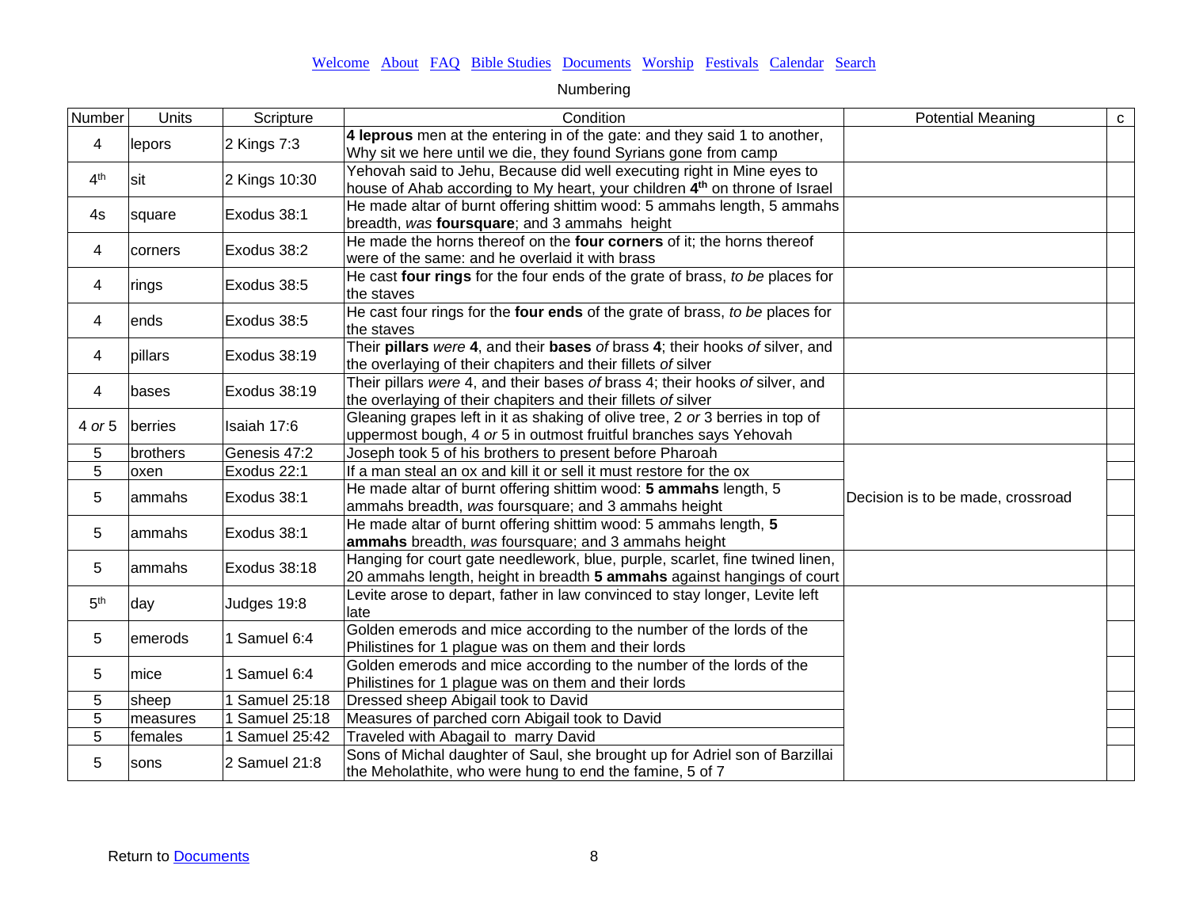[Welcome](#) [About](#) [FAQ](#) [Bible Studies](#) [Documents](#) [Worship](#) [Festivals](#) [Calendar](#) [Search](#)

Numbering

| Number | Units | Scripture | Condition | Potential Meaning | c |
|---|---|---|---|---|---|
| 4 | lepors | 2 Kings 7:3 | **4 leprous** men at the entering in of the gate: and they said 1 to another, Why sit we here until we die, they found Syrians gone from camp | | |
| 4th | sit | 2 Kings 10:30 | Yehovah said to Jehu, Because did well executing right in Mine eyes to house of Ahab according to My heart, your children **4th** on throne of Israel | | |
| 4s | square | Exodus 38:1 | He made altar of burnt offering shittim wood: 5 ammahs length, 5 ammahs breadth, *was* **foursquare**; and 3 ammahs height | | |
| 4 | corners | Exodus 38:2 | He made the horns thereof on the **four corners** of it; the horns thereof were of the same: and he overlaid it with brass | | |
| 4 | rings | Exodus 38:5 | He cast **four rings** for the four ends of the grate of brass, *to be* places for the staves | | |
| 4 | ends | Exodus 38:5 | He cast four rings for the **four ends** of the grate of brass, *to be* places for the staves | | |
| 4 | pillars | Exodus 38:19 | Their **pillars** *were* **4**, and their **bases** *of* brass **4**; their hooks *of* silver, and the overlaying of their chapiters and their fillets *of* silver | | |
| 4 | bases | Exodus 38:19 | Their pillars *were* 4, and their bases *of* brass 4; their hooks *of* silver, and the overlaying of their chapiters and their fillets *of* silver | | |
| 4 *or* 5 | berries | Isaiah 17:6 | Gleaning grapes left in it as shaking of olive tree, 2 *or* 3 berries in top of uppermost bough, 4 *or* 5 in outmost fruitful branches says Yehovah | | |
| 5 | brothers | Genesis 47:2 | Joseph took 5 of his brothers to present before Pharoah | Decision is to be made, crossroad | |
| 5 | oxen | Exodus 22:1 | If a man steal an ox and kill it or sell it must restore for the ox | | |
| 5 | ammahs | Exodus 38:1 | He made altar of burnt offering shittim wood: **5 ammahs** length, 5 ammahs breadth, *was* foursquare; and 3 ammahs height | | |
| 5 | ammahs | Exodus 38:1 | He made altar of burnt offering shittim wood: 5 ammahs length, **5 ammahs** breadth, *was* foursquare; and 3 ammahs height | | |
| 5 | ammahs | Exodus 38:18 | Hanging for court gate needlework, blue, purple, scarlet, fine twined linen, 20 ammahs length, height in breadth **5 ammahs** against hangings of court | | |
| 5th | day | Judges 19:8 | Levite arose to depart, father in law convinced to stay longer, Levite left late | | |
| 5 | emerods | 1 Samuel 6:4 | Golden emerods and mice according to the number of the lords of the Philistines for 1 plague was on them and their lords | | |
| 5 | mice | 1 Samuel 6:4 | Golden emerods and mice according to the number of the lords of the Philistines for 1 plague was on them and their lords | | |
| 5 | sheep | 1 Samuel 25:18 | Dressed sheep Abigail took to David | | |
| 5 | measures | 1 Samuel 25:18 | Measures of parched corn Abigail took to David | | |
| 5 | females | 1 Samuel 25:42 | Traveled with Abagail to marry David | | |
| 5 | sons | 2 Samuel 21:8 | Sons of Michal daughter of Saul, she brought up for Adriel son of Barzillai the Meholathite, who were hung to end the famine, 5 of 7 | | |

Return to [Documents](#)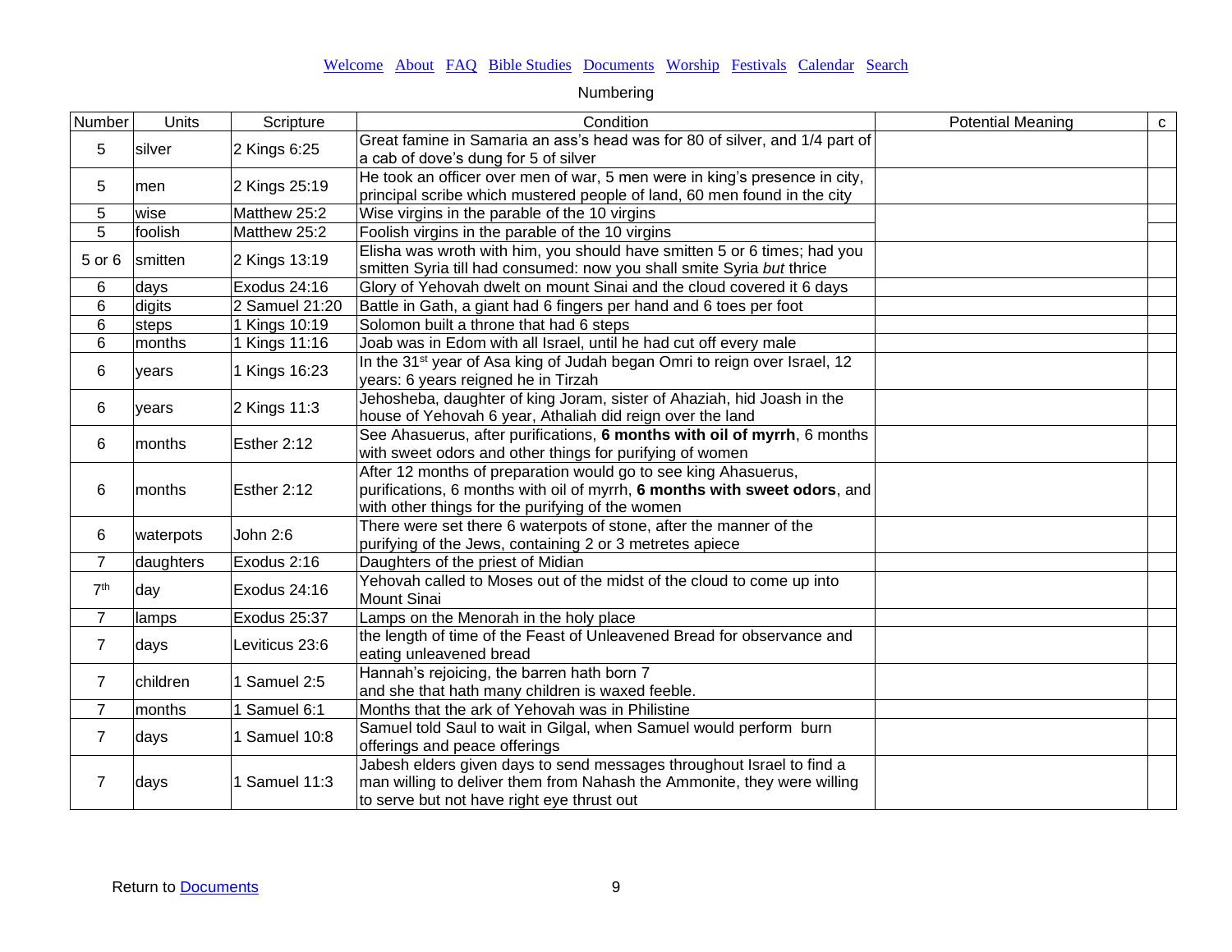Welcome About FAQ Bible Studies Documents Worship Festivals Calendar Search

Numbering

| Number | Units | Scripture | Condition | Potential Meaning | c |
|---|---|---|---|---|---|
| 5 | silver | 2 Kings 6:25 | Great famine in Samaria an ass's head was for 80 of silver, and 1/4 part of a cab of dove's dung for 5 of silver | | |
| 5 | men | 2 Kings 25:19 | He took an officer over men of war, 5 men were in king's presence in city, principal scribe which mustered people of land, 60 men found in the city | | |
| 5 | wise | Matthew 25:2 | Wise virgins in the parable of the 10 virgins | | |
| 5 | foolish | Matthew 25:2 | Foolish virgins in the parable of the 10 virgins | | |
| 5 or 6 | smitten | 2 Kings 13:19 | Elisha was wroth with him, you should have smitten 5 or 6 times; had you smitten Syria till had consumed: now you shall smite Syria *but* thrice | | |
| 6 | days | Exodus 24:16 | Glory of Yehovah dwelt on mount Sinai and the cloud covered it 6 days | | |
| 6 | digits | 2 Samuel 21:20 | Battle in Gath, a giant had 6 fingers per hand and 6 toes per foot | | |
| 6 | steps | 1 Kings 10:19 | Solomon built a throne that had 6 steps | | |
| 6 | months | 1 Kings 11:16 | Joab was in Edom with all Israel, until he had cut off every male | | |
| 6 | years | 1 Kings 16:23 | In the 31st year of Asa king of Judah began Omri to reign over Israel, 12 years: 6 years reigned he in Tirzah | | |
| 6 | years | 2 Kings 11:3 | Jehosheba, daughter of king Joram, sister of Ahaziah, hid Joash in the house of Yehovah 6 year, Athaliah did reign over the land | | |
| 6 | months | Esther 2:12 | See Ahasuerus, after purifications, **6 months with oil of myrrh**, 6 months with sweet odors and other things for purifying of women | | |
| 6 | months | Esther 2:12 | After 12 months of preparation would go to see king Ahasuerus, purifications, 6 months with oil of myrrh, **6 months with sweet odors**, and with other things for the purifying of the women | | |
| 6 | waterpots | John 2:6 | There were set there 6 waterpots of stone, after the manner of the purifying of the Jews, containing 2 or 3 metretes apiece | | |
| 7 | daughters | Exodus 2:16 | Daughters of the priest of Midian | | |
| 7th | day | Exodus 24:16 | Yehovah called to Moses out of the midst of the cloud to come up into Mount Sinai | | |
| 7 | lamps | Exodus 25:37 | Lamps on the Menorah in the holy place | | |
| 7 | days | Leviticus 23:6 | the length of time of the Feast of Unleavened Bread for observance and eating unleavened bread | | |
| 7 | children | 1 Samuel 2:5 | Hannah's rejoicing, the barren hath born 7 and she that hath many children is waxed feeble. | | |
| 7 | months | 1 Samuel 6:1 | Months that the ark of Yehovah was in Philistine | | |
| 7 | days | 1 Samuel 10:8 | Samuel told Saul to wait in Gilgal, when Samuel would perform burn offerings and peace offerings | | |
| 7 | days | 1 Samuel 11:3 | Jabesh elders given days to send messages throughout Israel to find a man willing to deliver them from Nahash the Ammonite, they were willing to serve but not have right eye thrust out | | |

Return to Documents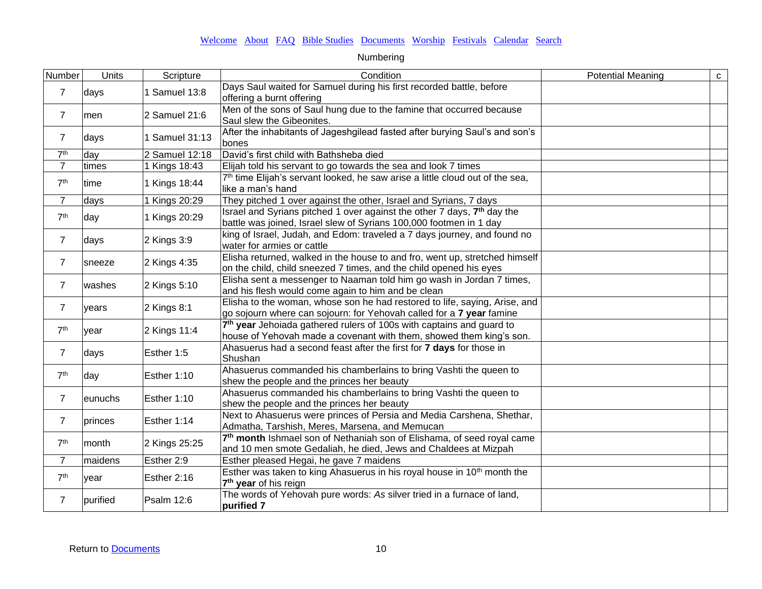[Welcome](#) [About](#) [FAQ](#) [Bible Studies](#) [Documents](#) [Worship](#) [Festivals](#) [Calendar](#) [Search](#)

Numbering

| Number | Units | Scripture | Condition | Potential Meaning | c |
|---|---|---|---|---|---|
| 7 | days | 1 Samuel 13:8 | Days Saul waited for Samuel during his first recorded battle, before offering a burnt offering | | |
| 7 | men | 2 Samuel 21:6 | Men of the sons of Saul hung due to the famine that occurred because Saul slew the Gibeonites. | | |
| 7 | days | 1 Samuel 31:13 | After the inhabitants of Jageshgilead fasted after burying Saul's and son's bones | | |
| 7th | day | 2 Samuel 12:18 | David's first child with Bathsheba died | | |
| 7 | times | 1 Kings 18:43 | Elijah told his servant to go towards the sea and look 7 times | | |
| 7th | time | 1 Kings 18:44 | 7th time Elijah's servant looked, he saw arise a little cloud out of the sea, like a man's hand | | |
| 7 | days | 1 Kings 20:29 | They pitched 1 over against the other, Israel and Syrians, 7 days | | |
| 7th | day | 1 Kings 20:29 | Israel and Syrians pitched 1 over against the other 7 days, **7th** day the battle was joined, Israel slew of Syrians 100,000 footmen in 1 day | | |
| 7 | days | 2 Kings 3:9 | king of Israel, Judah, and Edom: traveled a 7 days journey, and found no water for armies or cattle | | |
| 7 | sneeze | 2 Kings 4:35 | Elisha returned, walked in the house to and fro, went up, stretched himself on the child, child sneezed 7 times, and the child opened his eyes | | |
| 7 | washes | 2 Kings 5:10 | Elisha sent a messenger to Naaman told him go wash in Jordan 7 times, and his flesh would come again to him and be clean | | |
| 7 | years | 2 Kings 8:1 | Elisha to the woman, whose son he had restored to life, saying, Arise, and go sojourn where can sojourn: for Yehovah called for a **7 year** famine | | |
| 7th | year | 2 Kings 11:4 | **7th year** Jehoiada gathered rulers of 100s with captains and guard to house of Yehovah made a covenant with them, showed them king's son. | | |
| 7 | days | Esther 1:5 | Ahasuerus had a second feast after the first for **7 days** for those in Shushan | | |
| 7th | day | Esther 1:10 | Ahasuerus commanded his chamberlains to bring Vashti the queen to shew the people and the princes her beauty | | |
| 7 | eunuchs | Esther 1:10 | Ahasuerus commanded his chamberlains to bring Vashti the queen to shew the people and the princes her beauty | | |
| 7 | princes | Esther 1:14 | Next to Ahasuerus were princes of Persia and Media Carshena, Shethar, Admatha, Tarshish, Meres, Marsena, and Memucan | | |
| 7th | month | 2 Kings 25:25 | **7th month** Ishmael son of Nethaniah son of Elishama, of seed royal came and 10 men smote Gedaliah, he died, Jews and Chaldees at Mizpah | | |
| 7 | maidens | Esther 2:9 | Esther pleased Hegai, he gave 7 maidens | | |
| 7th | year | Esther 2:16 | Esther was taken to king Ahasuerus in his royal house in 10th month the **7th year** of his reign | | |
| 7 | purified | Psalm 12:6 | The words of Yehovah pure words: *As* silver tried in a furnace of land, **purified 7** | | |

Return to [Documents](#)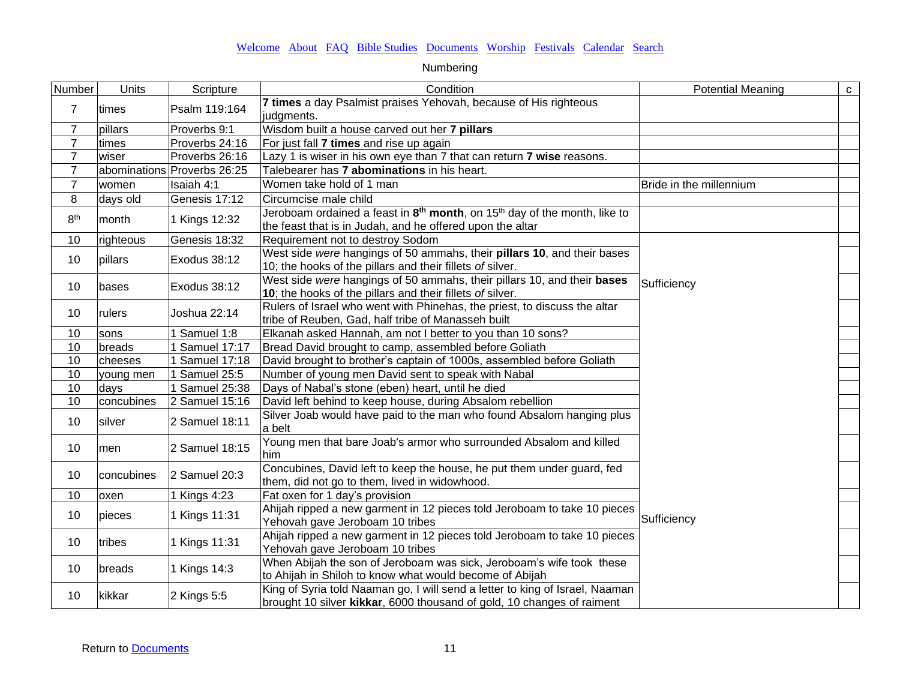Welcome About FAQ Bible Studies Documents Worship Festivals Calendar Search

Numbering

| Number | Units | Scripture | Condition | Potential Meaning | c |
|---|---|---|---|---|---|
| 7 | times | Psalm 119:164 | **7 times** a day Psalmist praises Yehovah, because of His righteous judgments. | | |
| 7 | pillars | Proverbs 9:1 | Wisdom built a house carved out her **7 pillars** | | |
| 7 | times | Proverbs 24:16 | For just fall **7 times** and rise up again | | |
| 7 | wiser | Proverbs 26:16 | Lazy 1 is wiser in his own eye than 7 that can return **7 wise** reasons. | | |
| 7 | abominations | Proverbs 26:25 | Talebearer has **7 abominations** in his heart. | | |
| 7 | women | Isaiah 4:1 | Women take hold of 1 man | Bride in the millennium | |
| 8 | days old | Genesis 17:12 | Circumcise male child | | |
| 8th | month | 1 Kings 12:32 | Jeroboam ordained a feast in **8th month**, on 15th day of the month, like to the feast that is in Judah, and he offered upon the altar | | |
| 10 | righteous | Genesis 18:32 | Requirement not to destroy Sodom | Sufficiency | |
| 10 | pillars | Exodus 38:12 | West side *were* hangings of 50 ammahs, their **pillars 10**, and their bases 10; the hooks of the pillars and their fillets *of* silver. | | |
| 10 | bases | Exodus 38:12 | West side *were* hangings of 50 ammahs, their pillars 10, and their **bases 10**; the hooks of the pillars and their fillets *of* silver. | | |
| 10 | rulers | Joshua 22:14 | Rulers of Israel who went with Phinehas, the priest, to discuss the altar tribe of Reuben, Gad, half tribe of Manasseh built | | |
| 10 | sons | 1 Samuel 1:8 | Elkanah asked Hannah, am not I better to you than 10 sons? | | |
| 10 | breads | 1 Samuel 17:17 | Bread David brought to camp, assembled before Goliath | | |
| 10 | cheeses | 1 Samuel 17:18 | David brought to brother's captain of 1000s, assembled before Goliath | | |
| 10 | young men | 1 Samuel 25:5 | Number of young men David sent to speak with Nabal | | |
| 10 | days | 1 Samuel 25:38 | Days of Nabal's stone (eben) heart, until he died | | |
| 10 | concubines | 2 Samuel 15:16 | David left behind to keep house, during Absalom rebellion | | |
| 10 | silver | 2 Samuel 18:11 | Silver Joab would have paid to the man who found Absalom hanging plus a belt | | |
| 10 | men | 2 Samuel 18:15 | Young men that bare Joab's armor who surrounded Absalom and killed him | | |
| 10 | concubines | 2 Samuel 20:3 | Concubines, David left to keep the house, he put them under guard, fed them, did not go to them, lived in widowhood. | | |
| 10 | oxen | 1 Kings 4:23 | Fat oxen for 1 day's provision | Sufficiency | |
| 10 | pieces | 1 Kings 11:31 | Ahijah ripped a new garment in 12 pieces told Jeroboam to take 10 pieces Yehovah gave Jeroboam 10 tribes | | |
| 10 | tribes | 1 Kings 11:31 | Ahijah ripped a new garment in 12 pieces told Jeroboam to take 10 pieces Yehovah gave Jeroboam 10 tribes | | |
| 10 | breads | 1 Kings 14:3 | When Abijah the son of Jeroboam was sick, Jeroboam's wife took these to Ahijah in Shiloh to know what would become of Abijah | | |
| 10 | kikkar | 2 Kings 5:5 | King of Syria told Naaman go, I will send a letter to king of Israel, Naaman brought 10 silver **kikkar**, 6000 thousand of gold, 10 changes of raiment | | |

Return to Documents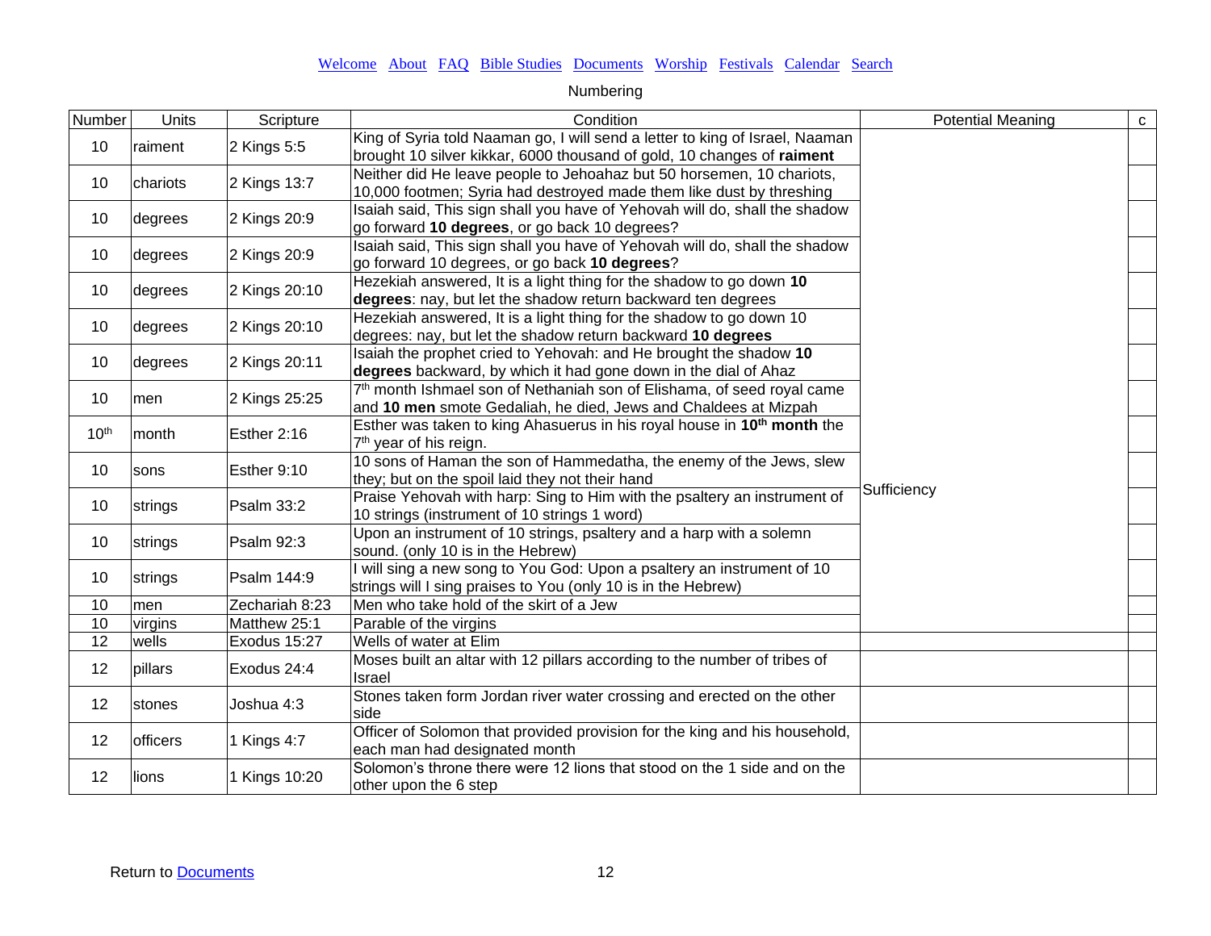Welcome About FAQ Bible Studies Documents Worship Festivals Calendar Search

Numbering

| Number | Units | Scripture | Condition | Potential Meaning | c |
|---|---|---|---|---|---|
| 10 | raiment | 2 Kings 5:5 | King of Syria told Naaman go, I will send a letter to king of Israel, Naaman brought 10 silver kikkar, 6000 thousand of gold, 10 changes of **raiment** | Sufficiency | |
| 10 | chariots | 2 Kings 13:7 | Neither did He leave people to Jehoahaz but 50 horsemen, 10 chariots, 10,000 footmen; Syria had destroyed made them like dust by threshing | | |
| 10 | degrees | 2 Kings 20:9 | Isaiah said, This sign shall you have of Yehovah will do, shall the shadow go forward **10 degrees**, or go back 10 degrees? | | |
| 10 | degrees | 2 Kings 20:9 | Isaiah said, This sign shall you have of Yehovah will do, shall the shadow go forward 10 degrees, or go back **10 degrees**? | | |
| 10 | degrees | 2 Kings 20:10 | Hezekiah answered, It is a light thing for the shadow to go down **10 degrees**: nay, but let the shadow return backward ten degrees | | |
| 10 | degrees | 2 Kings 20:10 | Hezekiah answered, It is a light thing for the shadow to go down 10 degrees: nay, but let the shadow return backward **10 degrees** | | |
| 10 | degrees | 2 Kings 20:11 | Isaiah the prophet cried to Yehovah: and He brought the shadow **10 degrees** backward, by which it had gone down in the dial of Ahaz | | |
| 10 | men | 2 Kings 25:25 | 7th month Ishmael son of Nethaniah son of Elishama, of seed royal came and **10 men** smote Gedaliah, he died, Jews and Chaldees at Mizpah | | |
| 10th | month | Esther 2:16 | Esther was taken to king Ahasuerus in his royal house in **10th month** the 7th year of his reign. | | |
| 10 | sons | Esther 9:10 | 10 sons of Haman the son of Hammedatha, the enemy of the Jews, slew they; but on the spoil laid they not their hand | | |
| 10 | strings | Psalm 33:2 | Praise Yehovah with harp: Sing to Him with the psaltery an instrument of 10 strings (instrument of 10 strings 1 word) | | |
| 10 | strings | Psalm 92:3 | Upon an instrument of 10 strings, psaltery and a harp with a solemn sound. (only 10 is in the Hebrew) | | |
| 10 | strings | Psalm 144:9 | I will sing a new song to You God: Upon a psaltery an instrument of 10 strings will I sing praises to You (only 10 is in the Hebrew) | | |
| 10 | men | Zechariah 8:23 | Men who take hold of the skirt of a Jew | | |
| 10 | virgins | Matthew 25:1 | Parable of the virgins | | |
| 12 | wells | Exodus 15:27 | Wells of water at Elim | | |
| 12 | pillars | Exodus 24:4 | Moses built an altar with 12 pillars according to the number of tribes of Israel | | |
| 12 | stones | Joshua 4:3 | Stones taken form Jordan river water crossing and erected on the other side | | |
| 12 | officers | 1 Kings 4:7 | Officer of Solomon that provided provision for the king and his household, each man had designated month | | |
| 12 | lions | 1 Kings 10:20 | Solomon's throne there were 12 lions that stood on the 1 side and on the other upon the 6 step | | |

Return to Documents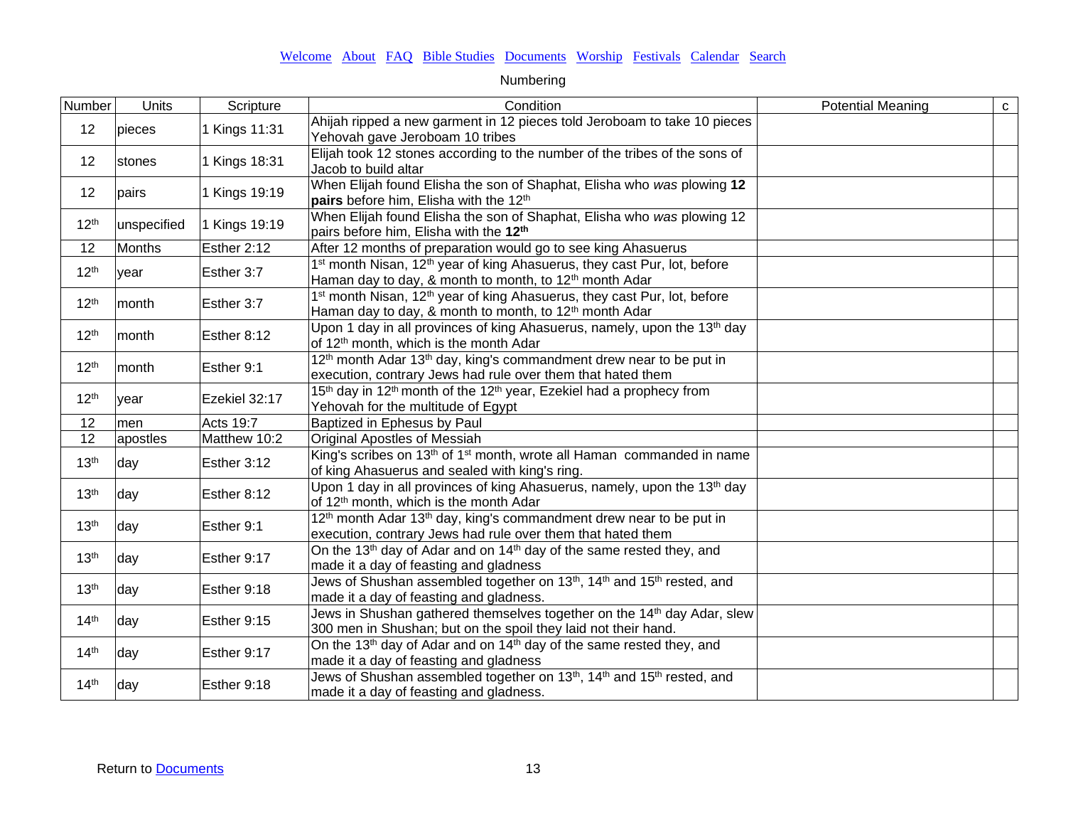Welcome About FAQ Bible Studies Documents Worship Festivals Calendar Search

Numbering

| Number | Units | Scripture | Condition | Potential Meaning | c |
|---|---|---|---|---|---|
| 12 | pieces | 1 Kings 11:31 | Ahijah ripped a new garment in 12 pieces told Jeroboam to take 10 pieces Yehovah gave Jeroboam 10 tribes | | |
| 12 | stones | 1 Kings 18:31 | Elijah took 12 stones according to the number of the tribes of the sons of Jacob to build altar | | |
| 12 | pairs | 1 Kings 19:19 | When Elijah found Elisha the son of Shaphat, Elisha who *was* plowing **12 pairs** before him, Elisha with the 12th | | |
| 12th | unspecified | 1 Kings 19:19 | When Elijah found Elisha the son of Shaphat, Elisha who *was* plowing 12 pairs before him, Elisha with the **12th** | | |
| 12 | Months | Esther 2:12 | After 12 months of preparation would go to see king Ahasuerus | | |
| 12th | year | Esther 3:7 | 1st month Nisan, 12th year of king Ahasuerus, they cast Pur, lot, before Haman day to day, & month to month, to 12th month Adar | | |
| 12th | month | Esther 3:7 | 1st month Nisan, 12th year of king Ahasuerus, they cast Pur, lot, before Haman day to day, & month to month, to 12th month Adar | | |
| 12th | month | Esther 8:12 | Upon 1 day in all provinces of king Ahasuerus, namely, upon the 13th day of 12th month, which is the month Adar | | |
| 12th | month | Esther 9:1 | 12th month Adar 13th day, king's commandment drew near to be put in execution, contrary Jews had rule over them that hated them | | |
| 12th | year | Ezekiel 32:17 | 15th day in 12th month of the 12th year, Ezekiel had a prophecy from Yehovah for the multitude of Egypt | | |
| 12 | men | Acts 19:7 | Baptized in Ephesus by Paul | | |
| 12 | apostles | Matthew 10:2 | Original Apostles of Messiah | | |
| 13th | day | Esther 3:12 | King's scribes on 13th of 1st month, wrote all Haman commanded in name of king Ahasuerus and sealed with king's ring. | | |
| 13th | day | Esther 8:12 | Upon 1 day in all provinces of king Ahasuerus, namely, upon the 13th day of 12th month, which is the month Adar | | |
| 13th | day | Esther 9:1 | 12th month Adar 13th day, king's commandment drew near to be put in execution, contrary Jews had rule over them that hated them | | |
| 13th | day | Esther 9:17 | On the 13th day of Adar and on 14th day of the same rested they, and made it a day of feasting and gladness | | |
| 13th | day | Esther 9:18 | Jews of Shushan assembled together on 13th, 14th and 15th rested, and made it a day of feasting and gladness. | | |
| 14th | day | Esther 9:15 | Jews in Shushan gathered themselves together on the 14th day Adar, slew 300 men in Shushan; but on the spoil they laid not their hand. | | |
| 14th | day | Esther 9:17 | On the 13th day of Adar and on 14th day of the same rested they, and made it a day of feasting and gladness | | |
| 14th | day | Esther 9:18 | Jews of Shushan assembled together on 13th, 14th and 15th rested, and made it a day of feasting and gladness. | | |

Return to Documents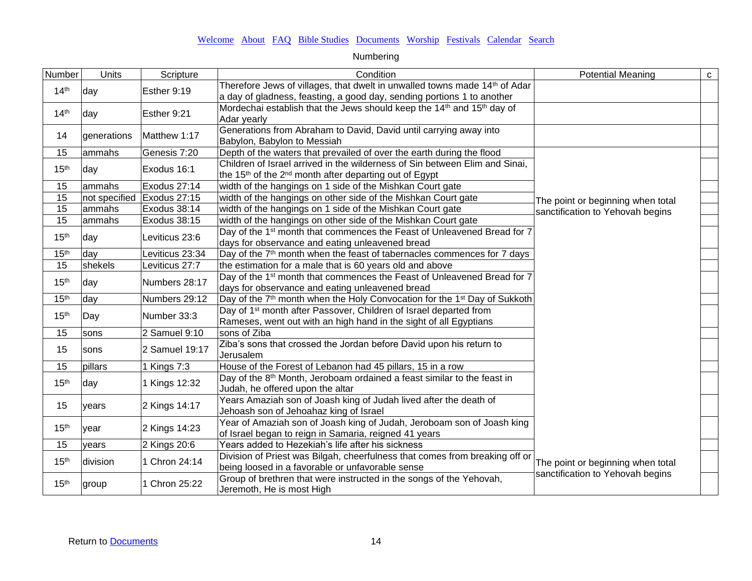Welcome About FAQ Bible Studies Documents Worship Festivals Calendar Search

Numbering

| Number | Units | Scripture | Condition | Potential Meaning | c |
|---|---|---|---|---|---|
| 14th | day | Esther 9:19 | Therefore Jews of villages, that dwelt in unwalled towns made 14th of Adar a day of gladness, feasting, a good day, sending portions 1 to another | | |
| 14th | day | Esther 9:21 | Mordechai establish that the Jews should keep the 14th and 15th day of Adar yearly | | |
| 14 | generations | Matthew 1:17 | Generations from Abraham to David, David until carrying away into Babylon, Babylon to Messiah | | |
| 15 | ammahs | Genesis 7:20 | Depth of the waters that prevailed of over the earth during the flood | The point or beginning when total sanctification to Yehovah begins | |
| 15th | day | Exodus 16:1 | Children of Israel arrived in the wilderness of Sin between Elim and Sinai, the 15th of the 2nd month after departing out of Egypt | | |
| 15 | ammahs | Exodus 27:14 | width of the hangings on 1 side of the Mishkan Court gate | | |
| 15 | not specified | Exodus 27:15 | width of the hangings on other side of the Mishkan Court gate | | |
| 15 | ammahs | Exodus 38:14 | width of the hangings on 1 side of the Mishkan Court gate | | |
| 15 | ammahs | Exodus 38:15 | width of the hangings on other side of the Mishkan Court gate | | |
| 15th | day | Leviticus 23:6 | Day of the 1st month that commences the Feast of Unleavened Bread for 7 days for observance and eating unleavened bread | | |
| 15th | day | Leviticus 23:34 | Day of the 7th month when the feast of tabernacles commences for 7 days | | |
| 15 | shekels | Leviticus 27:7 | the estimation for a male that is 60 years old and above | | |
| 15th | day | Numbers 28:17 | Day of the 1st month that commences the Feast of Unleavened Bread for 7 days for observance and eating unleavened bread | | |
| 15th | day | Numbers 29:12 | Day of the 7th month when the Holy Convocation for the 1st Day of Sukkoth | | |
| 15th | Day | Number 33:3 | Day of 1st month after Passover, Children of Israel departed from Rameses, went out with an high hand in the sight of all Egyptians | | |
| 15 | sons | 2 Samuel 9:10 | sons of Ziba | | |
| 15 | sons | 2 Samuel 19:17 | Ziba's sons that crossed the Jordan before David upon his return to Jerusalem | | |
| 15 | pillars | 1 Kings 7:3 | House of the Forest of Lebanon had 45 pillars, 15 in a row | | |
| 15th | day | 1 Kings 12:32 | Day of the 8th Month, Jeroboam ordained a feast similar to the feast in Judah, he offered upon the altar | | |
| 15 | years | 2 Kings 14:17 | Years Amaziah son of Joash king of Judah lived after the death of Jehoash son of Jehoahaz king of Israel | | |
| 15th | year | 2 Kings 14:23 | Year of Amaziah son of Joash king of Judah, Jeroboam son of Joash king of Israel began to reign in Samaria, reigned 41 years | | |
| 15 | years | 2 Kings 20:6 | Years added to Hezekiah's life after his sickness | | |
| 15th | division | 1 Chron 24:14 | Division of Priest was Bilgah, cheerfulness that comes from breaking off or being loosed in a favorable or unfavorable sense | The point or beginning when total sanctification to Yehovah begins | |
| 15th | group | 1 Chron 25:22 | Group of brethren that were instructed in the songs of the Yehovah, Jeremoth, He is most High | | |

Return to Documents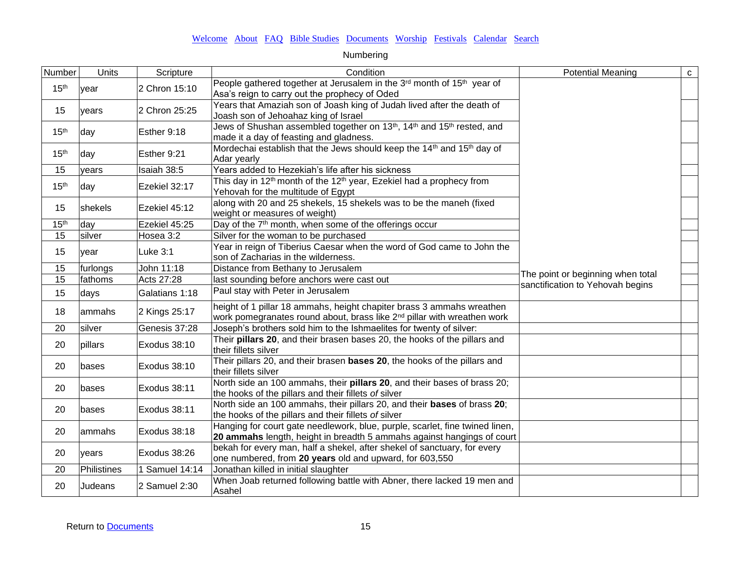Welcome About FAQ Bible Studies Documents Worship Festivals Calendar Search

Numbering

| Number | Units | Scripture | Condition | Potential Meaning | c |
|---|---|---|---|---|---|
| 15th | year | 2 Chron 15:10 | People gathered together at Jerusalem in the 3rd month of 15th year of Asa's reign to carry out the prophecy of Oded | The point or beginning when total sanctification to Yehovah begins | |
| 15 | years | 2 Chron 25:25 | Years that Amaziah son of Joash king of Judah lived after the death of Joash son of Jehoahaz king of Israel | | |
| 15th | day | Esther 9:18 | Jews of Shushan assembled together on 13th, 14th and 15th rested, and made it a day of feasting and gladness. | | |
| 15th | day | Esther 9:21 | Mordechai establish that the Jews should keep the 14th and 15th day of Adar yearly | | |
| 15 | years | Isaiah 38:5 | Years added to Hezekiah's life after his sickness | | |
| 15th | day | Ezekiel 32:17 | This day in 12th month of the 12th year, Ezekiel had a prophecy from Yehovah for the multitude of Egypt | | |
| 15 | shekels | Ezekiel 45:12 | along with 20 and 25 shekels, 15 shekels was to be the maneh (fixed weight or measures of weight) | | |
| 15th | day | Ezekiel 45:25 | Day of the 7th month, when some of the offerings occur | | |
| 15 | silver | Hosea 3:2 | Silver for the woman to be purchased | | |
| 15 | year | Luke 3:1 | Year in reign of Tiberius Caesar when the word of God came to John the son of Zacharias in the wilderness. | | |
| 15 | furlongs | John 11:18 | Distance from Bethany to Jerusalem | | |
| 15 | fathoms | Acts 27:28 | last sounding before anchors were cast out | | |
| 15 | days | Galatians 1:18 | Paul stay with Peter in Jerusalem | | |
| 18 | ammahs | 2 Kings 25:17 | height of 1 pillar 18 ammahs, height chapiter brass 3 ammahs wreathen work pomegranates round about, brass like 2nd pillar with wreathen work | | |
| 20 | silver | Genesis 37:28 | Joseph's brothers sold him to the Ishmaelites for twenty of silver: | | |
| 20 | pillars | Exodus 38:10 | Their **pillars 20**, and their brasen bases 20, the hooks of the pillars and their fillets silver | | |
| 20 | bases | Exodus 38:10 | Their pillars 20, and their brasen **bases 20**, the hooks of the pillars and their fillets silver | | |
| 20 | bases | Exodus 38:11 | North side an 100 ammahs, their **pillars 20**, and their bases of brass 20; the hooks of the pillars and their fillets *of* silver | | |
| 20 | bases | Exodus 38:11 | North side an 100 ammahs, their pillars 20, and their **bases** of brass **20**; the hooks of the pillars and their fillets *of* silver | | |
| 20 | ammahs | Exodus 38:18 | Hanging for court gate needlework, blue, purple, scarlet, fine twined linen, **20 ammahs** length, height in breadth 5 ammahs against hangings of court | | |
| 20 | years | Exodus 38:26 | bekah for every man, half a shekel, after shekel of sanctuary, for every one numbered, from **20 years** old and upward, for 603,550 | | |
| 20 | Philistines | 1 Samuel 14:14 | Jonathan killed in initial slaughter | | |
| 20 | Judeans | 2 Samuel 2:30 | When Joab returned following battle with Abner, there lacked 19 men and Asahel | | |

Return to Documents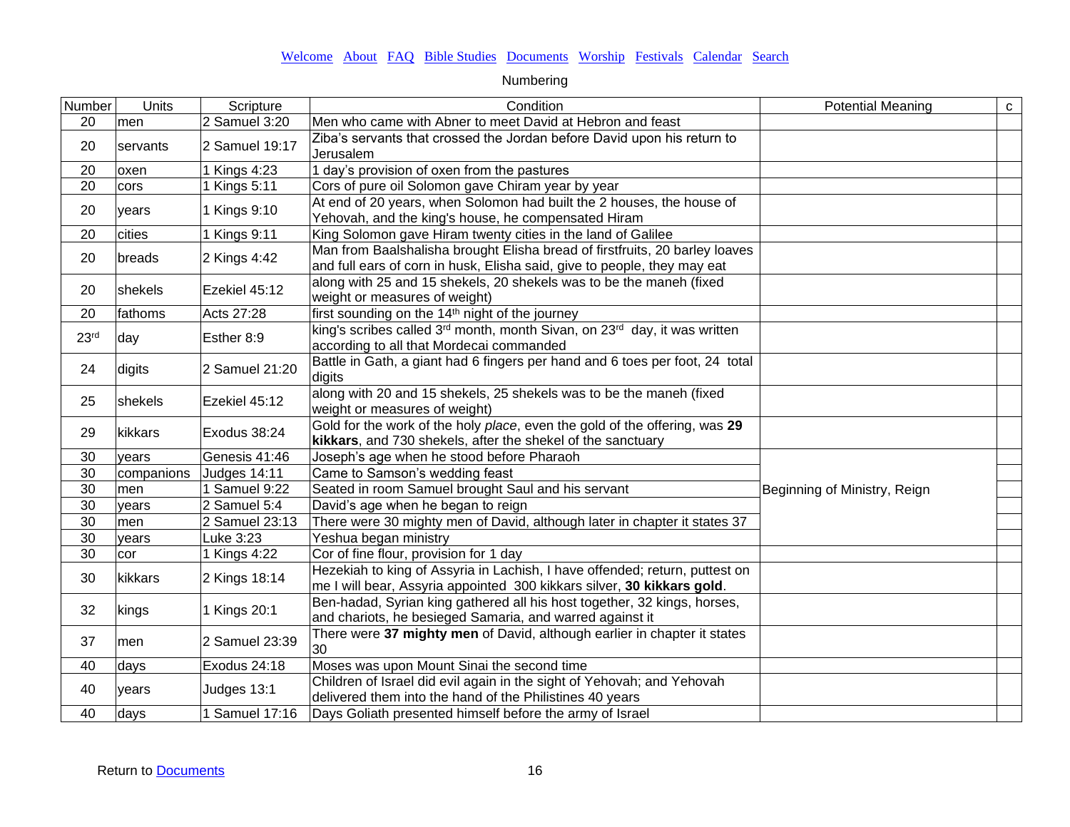Welcome About FAQ Bible Studies Documents Worship Festivals Calendar Search

Numbering

| Number | Units | Scripture | Condition | Potential Meaning | c |
|---|---|---|---|---|---|
| 20 | men | 2 Samuel 3:20 | Men who came with Abner to meet David at Hebron and feast | | |
| 20 | servants | 2 Samuel 19:17 | Ziba's servants that crossed the Jordan before David upon his return to Jerusalem | | |
| 20 | oxen | 1 Kings 4:23 | 1 day's provision of oxen from the pastures | | |
| 20 | cors | 1 Kings 5:11 | Cors of pure oil Solomon gave Chiram year by year | | |
| 20 | years | 1 Kings 9:10 | At end of 20 years, when Solomon had built the 2 houses, the house of Yehovah, and the king's house, he compensated Hiram | | |
| 20 | cities | 1 Kings 9:11 | King Solomon gave Hiram twenty cities in the land of Galilee | | |
| 20 | breads | 2 Kings 4:42 | Man from Baalshalisha brought Elisha bread of firstfruits, 20 barley loaves and full ears of corn in husk, Elisha said, give to people, they may eat | | |
| 20 | shekels | Ezekiel 45:12 | along with 25 and 15 shekels, 20 shekels was to be the maneh (fixed weight or measures of weight) | | |
| 20 | fathoms | Acts 27:28 | first sounding on the 14th night of the journey | | |
| 23rd | day | Esther 8:9 | king's scribes called 3rd month, month Sivan, on 23rd day, it was written according to all that Mordecai commanded | | |
| 24 | digits | 2 Samuel 21:20 | Battle in Gath, a giant had 6 fingers per hand and 6 toes per foot, 24 total digits | | |
| 25 | shekels | Ezekiel 45:12 | along with 20 and 15 shekels, 25 shekels was to be the maneh (fixed weight or measures of weight) | | |
| 29 | kikkars | Exodus 38:24 | Gold for the work of the holy *place*, even the gold of the offering, was **29 kikkars**, and 730 shekels, after the shekel of the sanctuary | | |
| 30 | years | Genesis 41:46 | Joseph's age when he stood before Pharaoh | Beginning of Ministry, Reign | |
| 30 | companions | Judges 14:11 | Came to Samson's wedding feast | | |
| 30 | men | 1 Samuel 9:22 | Seated in room Samuel brought Saul and his servant | | |
| 30 | years | 2 Samuel 5:4 | David's age when he began to reign | | |
| 30 | men | 2 Samuel 23:13 | There were 30 mighty men of David, although later in chapter it states 37 | | |
| 30 | years | Luke 3:23 | Yeshua began ministry | | |
| 30 | cor | 1 Kings 4:22 | Cor of fine flour, provision for 1 day | | |
| 30 | kikkars | 2 Kings 18:14 | Hezekiah to king of Assyria in Lachish, I have offended; return, puttest on me I will bear, Assyria appointed 300 kikkars silver, **30 kikkars gold**. | | |
| 32 | kings | 1 Kings 20:1 | Ben-hadad, Syrian king gathered all his host together, 32 kings, horses, and chariots, he besieged Samaria, and warred against it | | |
| 37 | men | 2 Samuel 23:39 | There were **37 mighty men** of David, although earlier in chapter it states 30 | | |
| 40 | days | Exodus 24:18 | Moses was upon Mount Sinai the second time | | |
| 40 | years | Judges 13:1 | Children of Israel did evil again in the sight of Yehovah; and Yehovah delivered them into the hand of the Philistines 40 years | | |
| 40 | days | 1 Samuel 17:16 | Days Goliath presented himself before the army of Israel | | |

Return to Documents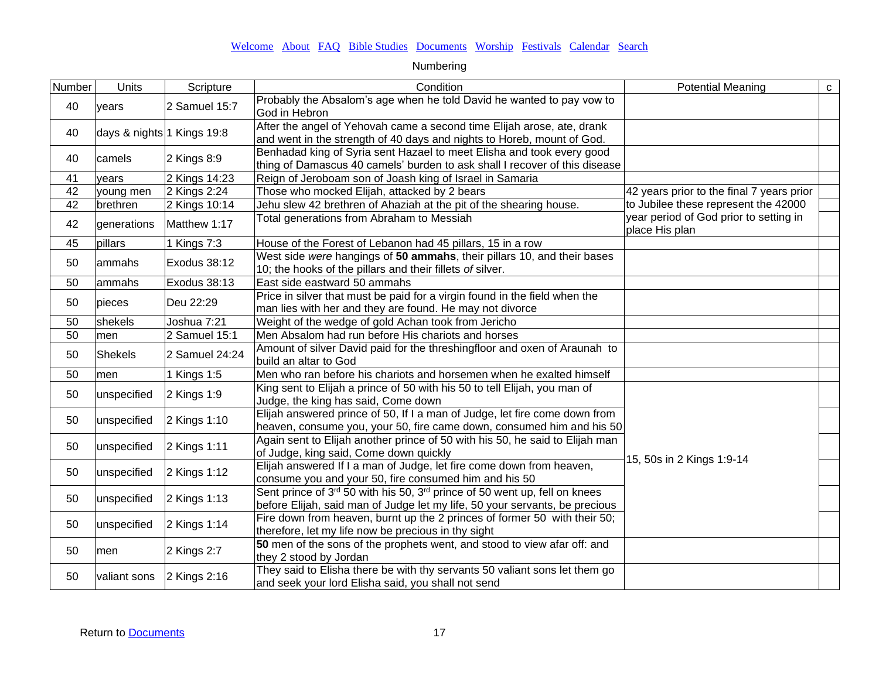Welcome About FAQ Bible Studies Documents Worship Festivals Calendar Search

Numbering

| Number | Units | Scripture | Condition | Potential Meaning | c |
|---|---|---|---|---|---|
| 40 | years | 2 Samuel 15:7 | Probably the Absalom's age when he told David he wanted to pay vow to God in Hebron | | |
| 40 | days & nights | 1 Kings 19:8 | After the angel of Yehovah came a second time Elijah arose, ate, drank and went in the strength of 40 days and nights to Horeb, mount of God. | | |
| 40 | camels | 2 Kings 8:9 | Benhadad king of Syria sent Hazael to meet Elisha and took every good thing of Damascus 40 camels' burden to ask shall I recover of this disease | | |
| 41 | years | 2 Kings 14:23 | Reign of Jeroboam son of Joash king of Israel in Samaria | | |
| 42 | young men | 2 Kings 2:24 | Those who mocked Elijah, attacked by 2 bears | 42 years prior to the final 7 years prior to Jubilee these represent the 42000 year period of God prior to setting in place His plan | |
| 42 | brethren | 2 Kings 10:14 | Jehu slew 42 brethren of Ahaziah at the pit of the shearing house. | | |
| 42 | generations | Matthew 1:17 | Total generations from Abraham to Messiah | | |
| 45 | pillars | 1 Kings 7:3 | House of the Forest of Lebanon had 45 pillars, 15 in a row | | |
| 50 | ammahs | Exodus 38:12 | West side *were* hangings of **50 ammahs**, their pillars 10, and their bases 10; the hooks of the pillars and their fillets *of* silver. | | |
| 50 | ammahs | Exodus 38:13 | East side eastward 50 ammahs | | |
| 50 | pieces | Deu 22:29 | Price in silver that must be paid for a virgin found in the field when the man lies with her and they are found. He may not divorce | | |
| 50 | shekels | Joshua 7:21 | Weight of the wedge of gold Achan took from Jericho | | |
| 50 | men | 2 Samuel 15:1 | Men Absalom had run before His chariots and horses | | |
| 50 | Shekels | 2 Samuel 24:24 | Amount of silver David paid for the threshingfloor and oxen of Araunah to build an altar to God | | |
| 50 | men | 1 Kings 1:5 | Men who ran before his chariots and horsemen when he exalted himself | | |
| 50 | unspecified | 2 Kings 1:9 | King sent to Elijah a prince of 50 with his 50 to tell Elijah, you man of Judge, the king has said, Come down | 15, 50s in 2 Kings 1:9-14 | |
| 50 | unspecified | 2 Kings 1:10 | Elijah answered prince of 50, If I a man of Judge, let fire come down from heaven, consume you, your 50, fire came down, consumed him and his 50 | | |
| 50 | unspecified | 2 Kings 1:11 | Again sent to Elijah another prince of 50 with his 50, he said to Elijah man of Judge, king said, Come down quickly | | |
| 50 | unspecified | 2 Kings 1:12 | Elijah answered If I a man of Judge, let fire come down from heaven, consume you and your 50, fire consumed him and his 50 | | |
| 50 | unspecified | 2 Kings 1:13 | Sent prince of 3rd 50 with his 50, 3rd prince of 50 went up, fell on knees before Elijah, said man of Judge let my life, 50 your servants, be precious | | |
| 50 | unspecified | 2 Kings 1:14 | Fire down from heaven, burnt up the 2 princes of former 50 with their 50; therefore, let my life now be precious in thy sight | | |
| 50 | men | 2 Kings 2:7 | **50** men of the sons of the prophets went, and stood to view afar off: and they 2 stood by Jordan | | |
| 50 | valiant sons | 2 Kings 2:16 | They said to Elisha there be with thy servants 50 valiant sons let them go and seek your lord Elisha said, you shall not send | | |

Return to Documents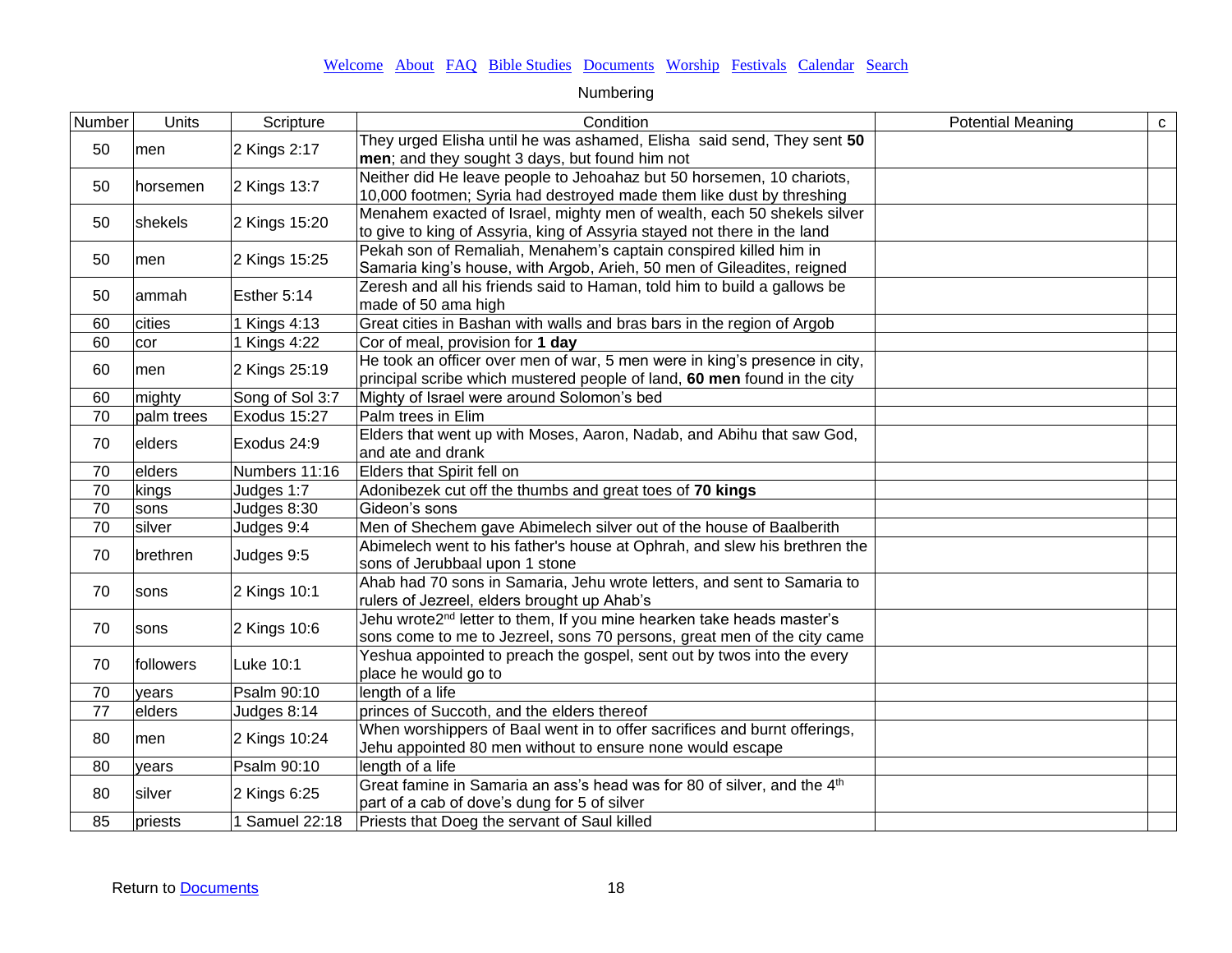Welcome About FAQ Bible Studies Documents Worship Festivals Calendar Search

Numbering

| Number | Units | Scripture | Condition | Potential Meaning | c |
|---|---|---|---|---|---|
| 50 | men | 2 Kings 2:17 | They urged Elisha until he was ashamed, Elisha said send, They sent **50 men**; and they sought 3 days, but found him not | | |
| 50 | horsemen | 2 Kings 13:7 | Neither did He leave people to Jehoahaz but 50 horsemen, 10 chariots, 10,000 footmen; Syria had destroyed made them like dust by threshing | | |
| 50 | shekels | 2 Kings 15:20 | Menahem exacted of Israel, mighty men of wealth, each 50 shekels silver to give to king of Assyria, king of Assyria stayed not there in the land | | |
| 50 | men | 2 Kings 15:25 | Pekah son of Remaliah, Menahem's captain conspired killed him in Samaria king's house, with Argob, Arieh, 50 men of Gileadites, reigned | | |
| 50 | ammah | Esther 5:14 | Zeresh and all his friends said to Haman, told him to build a gallows be made of 50 ama high | | |
| 60 | cities | 1 Kings 4:13 | Great cities in Bashan with walls and bras bars in the region of Argob | | |
| 60 | cor | 1 Kings 4:22 | Cor of meal, provision for **1 day** | | |
| 60 | men | 2 Kings 25:19 | He took an officer over men of war, 5 men were in king's presence in city, principal scribe which mustered people of land, **60 men** found in the city | | |
| 60 | mighty | Song of Sol 3:7 | Mighty of Israel were around Solomon's bed | | |
| 70 | palm trees | Exodus 15:27 | Palm trees in Elim | | |
| 70 | elders | Exodus 24:9 | Elders that went up with Moses, Aaron, Nadab, and Abihu that saw God, and ate and drank | | |
| 70 | elders | Numbers 11:16 | Elders that Spirit fell on | | |
| 70 | kings | Judges 1:7 | Adonibezek cut off the thumbs and great toes of **70 kings** | | |
| 70 | sons | Judges 8:30 | Gideon's sons | | |
| 70 | silver | Judges 9:4 | Men of Shechem gave Abimelech silver out of the house of Baalberith | | |
| 70 | brethren | Judges 9:5 | Abimelech went to his father's house at Ophrah, and slew his brethren the sons of Jerubbaal upon 1 stone | | |
| 70 | sons | 2 Kings 10:1 | Ahab had 70 sons in Samaria, Jehu wrote letters, and sent to Samaria to rulers of Jezreel, elders brought up Ahab's | | |
| 70 | sons | 2 Kings 10:6 | Jehu wrote2nd letter to them, If you mine hearken take heads master's sons come to me to Jezreel, sons 70 persons, great men of the city came | | |
| 70 | followers | Luke 10:1 | Yeshua appointed to preach the gospel, sent out by twos into the every place he would go to | | |
| 70 | years | Psalm 90:10 | length of a life | | |
| 77 | elders | Judges 8:14 | princes of Succoth, and the elders thereof | | |
| 80 | men | 2 Kings 10:24 | When worshippers of Baal went in to offer sacrifices and burnt offerings, Jehu appointed 80 men without to ensure none would escape | | |
| 80 | years | Psalm 90:10 | length of a life | | |
| 80 | silver | 2 Kings 6:25 | Great famine in Samaria an ass's head was for 80 of silver, and the 4th part of a cab of dove's dung for 5 of silver | | |
| 85 | priests | 1 Samuel 22:18 | Priests that Doeg the servant of Saul killed | | |

Return to Documents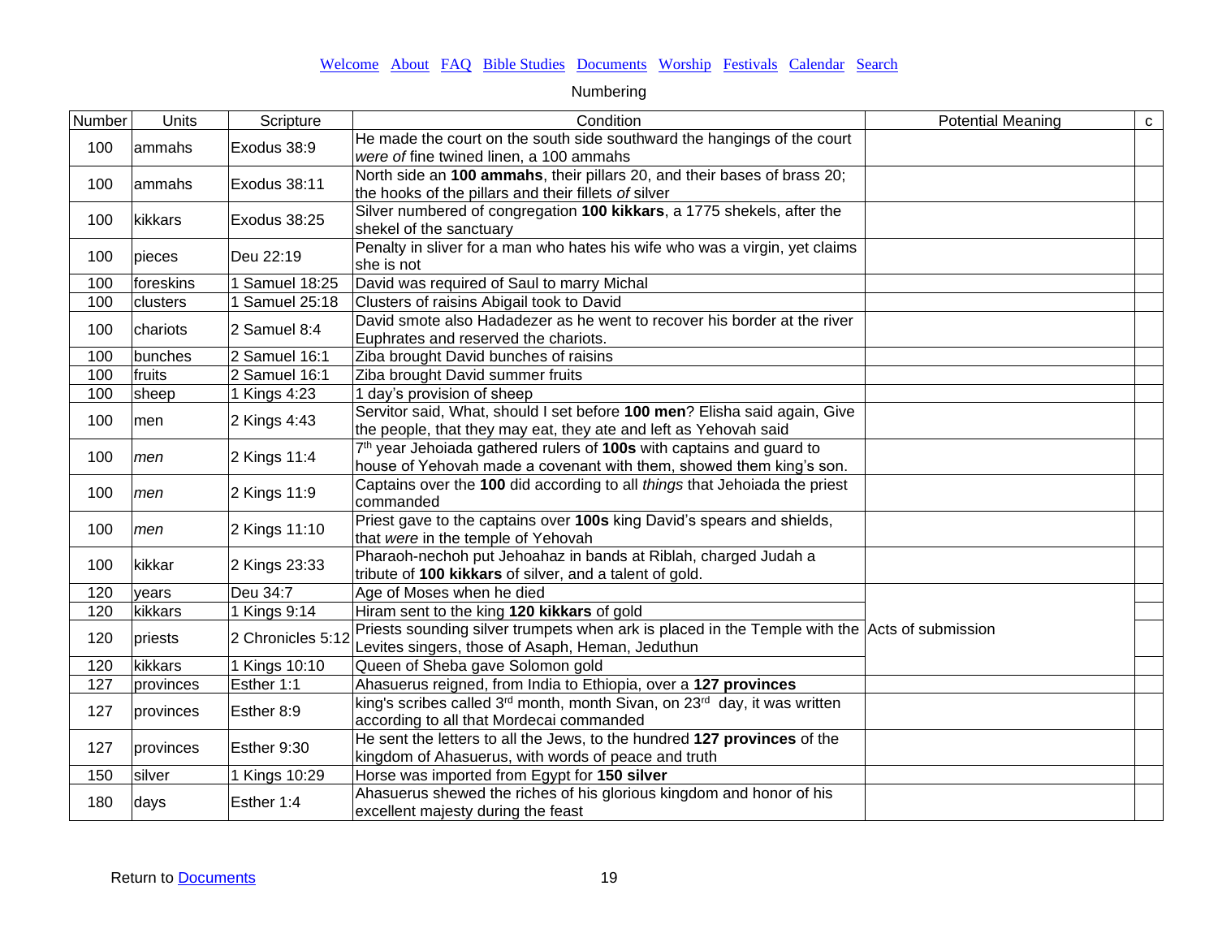Welcome About FAQ Bible Studies Documents Worship Festivals Calendar Search

Numbering

| Number | Units | Scripture | Condition | Potential Meaning | c |
|---|---|---|---|---|---|
| 100 | ammahs | Exodus 38:9 | He made the court on the south side southward the hangings of the court *were of* fine twined linen, a 100 ammahs | | |
| 100 | ammahs | Exodus 38:11 | North side an **100 ammahs**, their pillars 20, and their bases of brass 20; the hooks of the pillars and their fillets *of* silver | | |
| 100 | kikkars | Exodus 38:25 | Silver numbered of congregation **100 kikkars**, a 1775 shekels, after the shekel of the sanctuary | | |
| 100 | pieces | Deu 22:19 | Penalty in sliver for a man who hates his wife who was a virgin, yet claims she is not | | |
| 100 | foreskins | 1 Samuel 18:25 | David was required of Saul to marry Michal | | |
| 100 | clusters | 1 Samuel 25:18 | Clusters of raisins Abigail took to David | | |
| 100 | chariots | 2 Samuel 8:4 | David smote also Hadadezer as he went to recover his border at the river Euphrates and reserved the chariots. | | |
| 100 | bunches | 2 Samuel 16:1 | Ziba brought David bunches of raisins | | |
| 100 | fruits | 2 Samuel 16:1 | Ziba brought David summer fruits | | |
| 100 | sheep | 1 Kings 4:23 | 1 day's provision of sheep | | |
| 100 | men | 2 Kings 4:43 | Servitor said, What, should I set before **100 men**? Elisha said again, Give the people, that they may eat, they ate and left as Yehovah said | | |
| 100 | *men* | 2 Kings 11:4 | 7th year Jehoiada gathered rulers of **100s** with captains and guard to house of Yehovah made a covenant with them, showed them king's son. | | |
| 100 | *men* | 2 Kings 11:9 | Captains over the **100** did according to all *things* that Jehoiada the priest commanded | | |
| 100 | *men* | 2 Kings 11:10 | Priest gave to the captains over **100s** king David's spears and shields, that *were* in the temple of Yehovah | | |
| 100 | kikkar | 2 Kings 23:33 | Pharaoh-nechoh put Jehoahaz in bands at Riblah, charged Judah a tribute of **100 kikkars** of silver, and a talent of gold. | | |
| 120 | years | Deu 34:7 | Age of Moses when he died | | |
| 120 | kikkars | 1 Kings 9:14 | Hiram sent to the king **120 kikkars** of gold | | |
| 120 | priests | 2 Chronicles 5:12 | Priests sounding silver trumpets when ark is placed in the Temple with the Levites singers, those of Asaph, Heman, Jeduthun | Acts of submission | |
| 120 | kikkars | 1 Kings 10:10 | Queen of Sheba gave Solomon gold | | |
| 127 | provinces | Esther 1:1 | Ahasuerus reigned, from India to Ethiopia, over a **127 provinces** | | |
| 127 | provinces | Esther 8:9 | king's scribes called 3rd month, month Sivan, on 23rd day, it was written according to all that Mordecai commanded | | |
| 127 | provinces | Esther 9:30 | He sent the letters to all the Jews, to the hundred **127 provinces** of the kingdom of Ahasuerus, with words of peace and truth | | |
| 150 | silver | 1 Kings 10:29 | Horse was imported from Egypt for **150 silver** | | |
| 180 | days | Esther 1:4 | Ahasuerus shewed the riches of his glorious kingdom and honor of his excellent majesty during the feast | | |

Return to Documents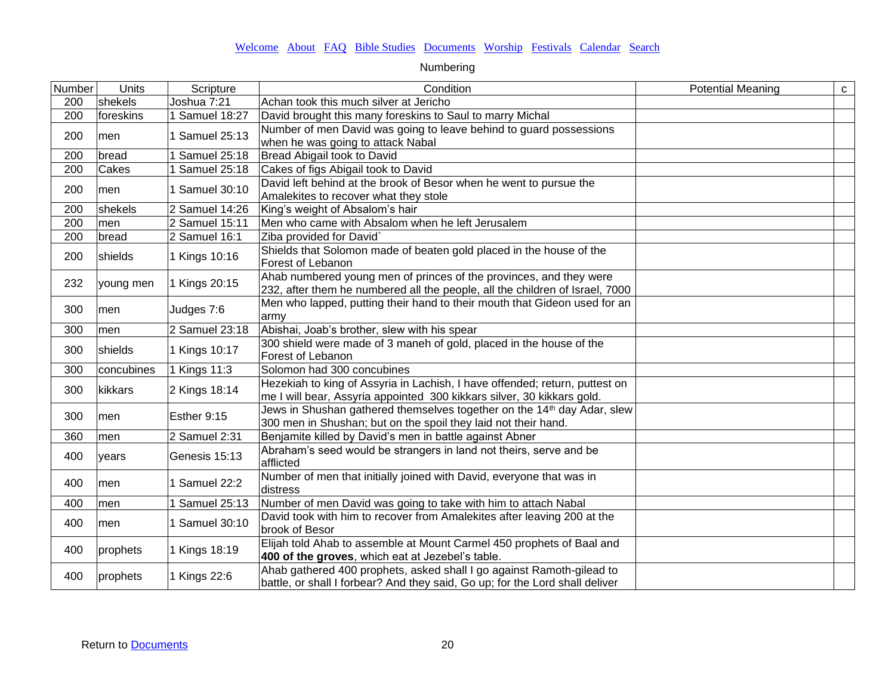Welcome About FAQ Bible Studies Documents Worship Festivals Calendar Search

Numbering

| Number | Units | Scripture | Condition | Potential Meaning | c |
|---|---|---|---|---|---|
| 200 | shekels | Joshua 7:21 | Achan took this much silver at Jericho | | |
| 200 | foreskins | 1 Samuel 18:27 | David brought this many foreskins to Saul to marry Michal | | |
| 200 | men | 1 Samuel 25:13 | Number of men David was going to leave behind to guard possessions when he was going to attack Nabal | | |
| 200 | bread | 1 Samuel 25:18 | Bread Abigail took to David | | |
| 200 | Cakes | 1 Samuel 25:18 | Cakes of figs Abigail took to David | | |
| 200 | men | 1 Samuel 30:10 | David left behind at the brook of Besor when he went to pursue the Amalekites to recover what they stole | | |
| 200 | shekels | 2 Samuel 14:26 | King's weight of Absalom's hair | | |
| 200 | men | 2 Samuel 15:11 | Men who came with Absalom when he left Jerusalem | | |
| 200 | bread | 2 Samuel 16:1 | Ziba provided for David` | | |
| 200 | shields | 1 Kings 10:16 | Shields that Solomon made of beaten gold placed in the house of the Forest of Lebanon | | |
| 232 | young men | 1 Kings 20:15 | Ahab numbered young men of princes of the provinces, and they were 232, after them he numbered all the people, all the children of Israel, 7000 | | |
| 300 | men | Judges 7:6 | Men who lapped, putting their hand to their mouth that Gideon used for an army | | |
| 300 | men | 2 Samuel 23:18 | Abishai, Joab's brother, slew with his spear | | |
| 300 | shields | 1 Kings 10:17 | 300 shield were made of 3 maneh of gold, placed in the house of the Forest of Lebanon | | |
| 300 | concubines | 1 Kings 11:3 | Solomon had 300 concubines | | |
| 300 | kikkars | 2 Kings 18:14 | Hezekiah to king of Assyria in Lachish, I have offended; return, puttest on me I will bear, Assyria appointed 300 kikkars silver, 30 kikkars gold. | | |
| 300 | men | Esther 9:15 | Jews in Shushan gathered themselves together on the 14th day Adar, slew 300 men in Shushan; but on the spoil they laid not their hand. | | |
| 360 | men | 2 Samuel 2:31 | Benjamite killed by David's men in battle against Abner | | |
| 400 | years | Genesis 15:13 | Abraham's seed would be strangers in land not theirs, serve and be afflicted | | |
| 400 | men | 1 Samuel 22:2 | Number of men that initially joined with David, everyone that was in distress | | |
| 400 | men | 1 Samuel 25:13 | Number of men David was going to take with him to attach Nabal | | |
| 400 | men | 1 Samuel 30:10 | David took with him to recover from Amalekites after leaving 200 at the brook of Besor | | |
| 400 | prophets | 1 Kings 18:19 | Elijah told Ahab to assemble at Mount Carmel 450 prophets of Baal and **400 of the groves**, which eat at Jezebel's table. | | |
| 400 | prophets | 1 Kings 22:6 | Ahab gathered 400 prophets, asked shall I go against Ramoth-gilead to battle, or shall I forbear? And they said, Go up; for the Lord shall deliver | | |

Return to Documents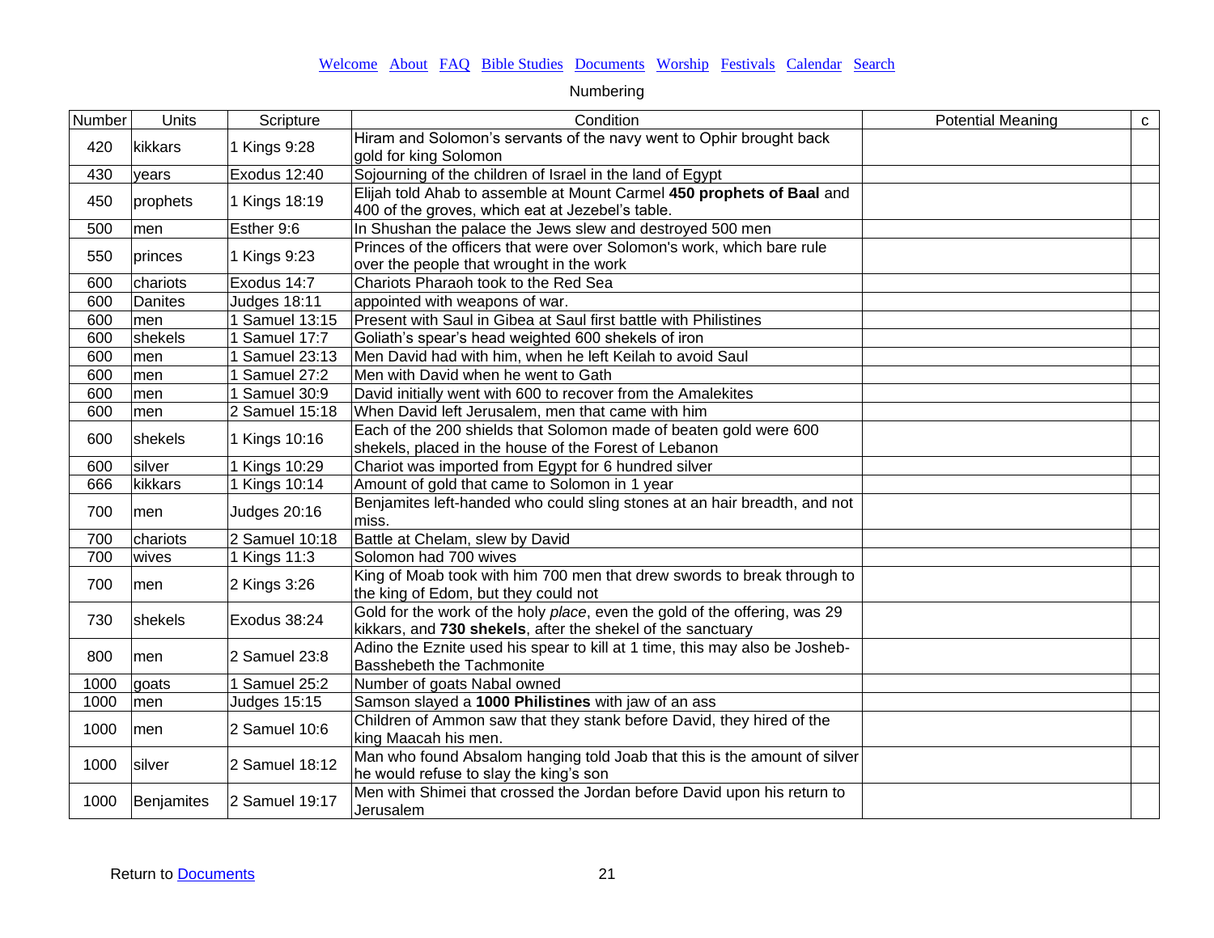Welcome About FAQ Bible Studies Documents Worship Festivals Calendar Search

Numbering

| Number | Units | Scripture | Condition | Potential Meaning | c |
|---|---|---|---|---|---|
| 420 | kikkars | 1 Kings 9:28 | Hiram and Solomon’s servants of the navy went to Ophir brought back gold for king Solomon | | |
| 430 | years | Exodus 12:40 | Sojourning of the children of Israel in the land of Egypt | | |
| 450 | prophets | 1 Kings 18:19 | Elijah told Ahab to assemble at Mount Carmel **450 prophets of Baal** and 400 of the groves, which eat at Jezebel’s table. | | |
| 500 | men | Esther 9:6 | In Shushan the palace the Jews slew and destroyed 500 men | | |
| 550 | princes | 1 Kings 9:23 | Princes of the officers that were over Solomon's work, which bare rule over the people that wrought in the work | | |
| 600 | chariots | Exodus 14:7 | Chariots Pharaoh took to the Red Sea | | |
| 600 | Danites | Judges 18:11 | appointed with weapons of war. | | |
| 600 | men | 1 Samuel 13:15 | Present with Saul in Gibea at Saul first battle with Philistines | | |
| 600 | shekels | 1 Samuel 17:7 | Goliath’s spear’s head weighted 600 shekels of iron | | |
| 600 | men | 1 Samuel 23:13 | Men David had with him, when he left Keilah to avoid Saul | | |
| 600 | men | 1 Samuel 27:2 | Men with David when he went to Gath | | |
| 600 | men | 1 Samuel 30:9 | David initially went with 600 to recover from the Amalekites | | |
| 600 | men | 2 Samuel 15:18 | When David left Jerusalem, men that came with him | | |
| 600 | shekels | 1 Kings 10:16 | Each of the 200 shields that Solomon made of beaten gold were 600 shekels, placed in the house of the Forest of Lebanon | | |
| 600 | silver | 1 Kings 10:29 | Chariot was imported from Egypt for 6 hundred silver | | |
| 666 | kikkars | 1 Kings 10:14 | Amount of gold that came to Solomon in 1 year | | |
| 700 | men | Judges 20:16 | Benjamites left-handed who could sling stones at an hair breadth, and not miss. | | |
| 700 | chariots | 2 Samuel 10:18 | Battle at Chelam, slew by David | | |
| 700 | wives | 1 Kings 11:3 | Solomon had 700 wives | | |
| 700 | men | 2 Kings 3:26 | King of Moab took with him 700 men that drew swords to break through to the king of Edom, but they could not | | |
| 730 | shekels | Exodus 38:24 | Gold for the work of the holy *place*, even the gold of the offering, was 29 kikkars, and **730 shekels**, after the shekel of the sanctuary | | |
| 800 | men | 2 Samuel 23:8 | Adino the Eznite used his spear to kill at 1 time, this may also be Josheb-Basshebeth the Tachmonite | | |
| 1000 | goats | 1 Samuel 25:2 | Number of goats Nabal owned | | |
| 1000 | men | Judges 15:15 | Samson slayed a **1000 Philistines** with jaw of an ass | | |
| 1000 | men | 2 Samuel 10:6 | Children of Ammon saw that they stank before David, they hired of the king Maacah his men. | | |
| 1000 | silver | 2 Samuel 18:12 | Man who found Absalom hanging told Joab that this is the amount of silver he would refuse to slay the king’s son | | |
| 1000 | Benjamites | 2 Samuel 19:17 | Men with Shimei that crossed the Jordan before David upon his return to Jerusalem | | |

Return to Documents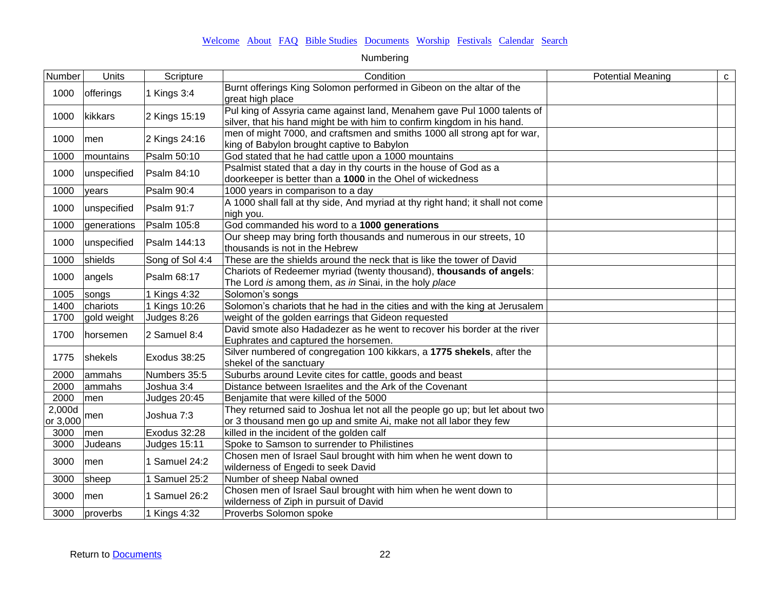[Welcome](#) [About](#) [FAQ](#) [Bible Studies](#) [Documents](#) [Worship](#) [Festivals](#) [Calendar](#) [Search](#)

Numbering

| Number | Units | Scripture | Condition | Potential Meaning | c |
|---|---|---|---|---|---|
| 1000 | offerings | 1 Kings 3:4 | Burnt offerings King Solomon performed in Gibeon on the altar of the great high place | | |
| 1000 | kikkars | 2 Kings 15:19 | Pul king of Assyria came against land, Menahem gave Pul 1000 talents of silver, that his hand might be with him to confirm kingdom in his hand. | | |
| 1000 | men | 2 Kings 24:16 | men of might 7000, and craftsmen and smiths 1000 all strong apt for war, king of Babylon brought captive to Babylon | | |
| 1000 | mountains | Psalm 50:10 | God stated that he had cattle upon a 1000 mountains | | |
| 1000 | unspecified | Psalm 84:10 | Psalmist stated that a day in thy courts in the house of God as a doorkeeper is better than a **1000** in the Ohel of wickedness | | |
| 1000 | years | Psalm 90:4 | 1000 years in comparison to a day | | |
| 1000 | unspecified | Psalm 91:7 | A 1000 shall fall at thy side, And myriad at thy right hand; it shall not come nigh you. | | |
| 1000 | generations | Psalm 105:8 | God commanded his word to a **1000 generations** | | |
| 1000 | unspecified | Psalm 144:13 | Our sheep may bring forth thousands and numerous in our streets, 10 thousands is not in the Hebrew | | |
| 1000 | shields | Song of Sol 4:4 | These are the shields around the neck that is like the tower of David | | |
| 1000 | angels | Psalm 68:17 | Chariots of Redeemer myriad (twenty thousand), **thousands of angels**: The Lord *is* among them, *as in* Sinai, in the holy *place* | | |
| 1005 | songs | 1 Kings 4:32 | Solomon's songs | | |
| 1400 | chariots | 1 Kings 10:26 | Solomon's chariots that he had in the cities and with the king at Jerusalem | | |
| 1700 | gold weight | Judges 8:26 | weight of the golden earrings that Gideon requested | | |
| 1700 | horsemen | 2 Samuel 8:4 | David smote also Hadadezer as he went to recover his border at the river Euphrates and captured the horsemen. | | |
| 1775 | shekels | Exodus 38:25 | Silver numbered of congregation 100 kikkars, a **1775 shekels**, after the shekel of the sanctuary | | |
| 2000 | ammahs | Numbers 35:5 | Suburbs around Levite cites for cattle, goods and beast | | |
| 2000 | ammahs | Joshua 3:4 | Distance between Israelites and the Ark of the Covenant | | |
| 2000 | men | Judges 20:45 | Benjamite that were killed of the 5000 | | |
| 2,000d or 3,000 | men | Joshua 7:3 | They returned said to Joshua let not all the people go up; but let about two or 3 thousand men go up and smite Ai, make not all labor they few | | |
| 3000 | men | Exodus 32:28 | killed in the incident of the golden calf | | |
| 3000 | Judeans | Judges 15:11 | Spoke to Samson to surrender to Philistines | | |
| 3000 | men | 1 Samuel 24:2 | Chosen men of Israel Saul brought with him when he went down to wilderness of Engedi to seek David | | |
| 3000 | sheep | 1 Samuel 25:2 | Number of sheep Nabal owned | | |
| 3000 | men | 1 Samuel 26:2 | Chosen men of Israel Saul brought with him when he went down to wilderness of Ziph in pursuit of David | | |
| 3000 | proverbs | 1 Kings 4:32 | Proverbs Solomon spoke | | |

Return to [Documents](#)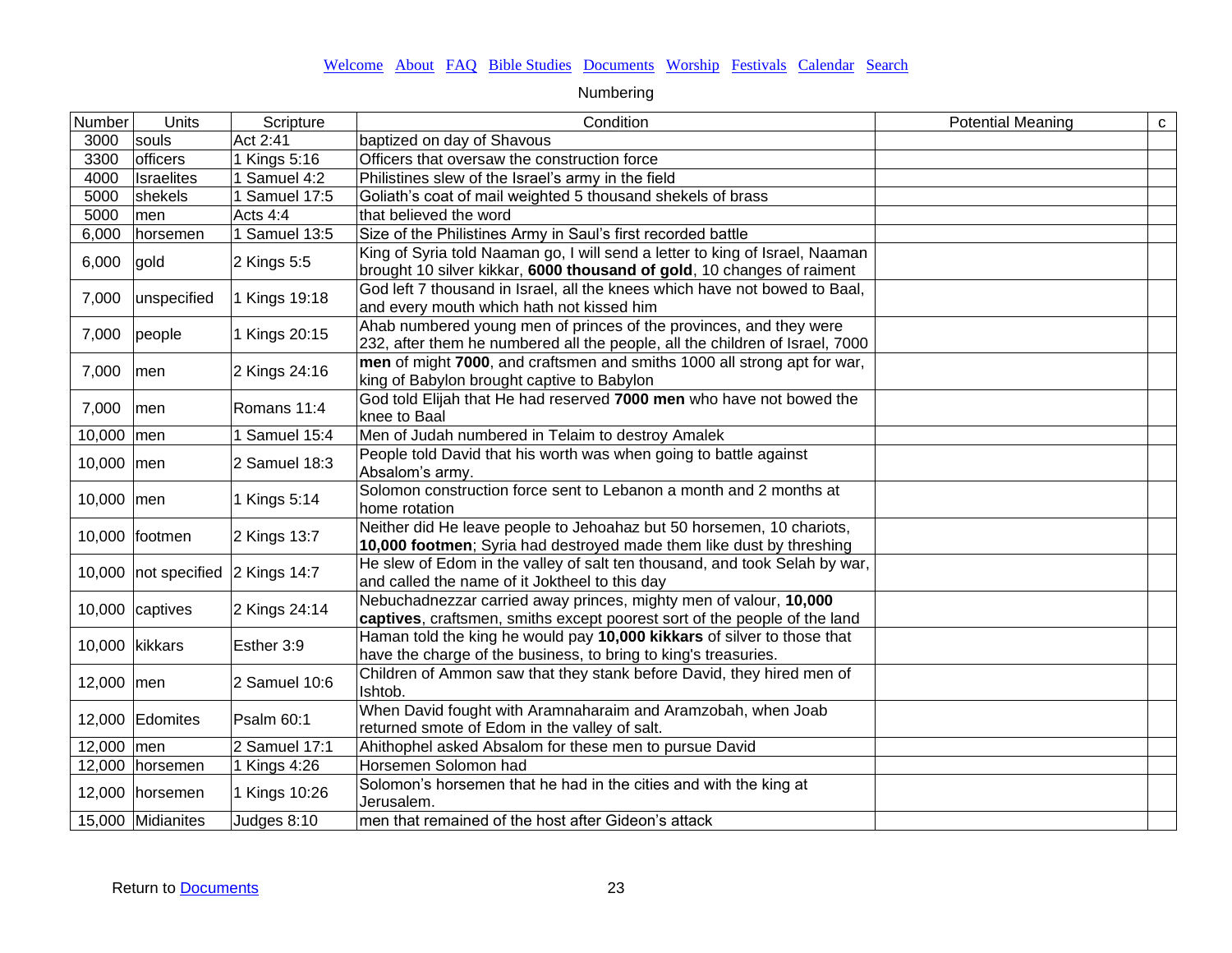Welcome About FAQ Bible Studies Documents Worship Festivals Calendar Search

Numbering

| Number | Units | Scripture | Condition | Potential Meaning | c |
|---|---|---|---|---|---|
| 3000 | souls | Act 2:41 | baptized on day of Shavous | | |
| 3300 | officers | 1 Kings 5:16 | Officers that oversaw the construction force | | |
| 4000 | Israelites | 1 Samuel 4:2 | Philistines slew of the Israel's army in the field | | |
| 5000 | shekels | 1 Samuel 17:5 | Goliath's coat of mail weighted 5 thousand shekels of brass | | |
| 5000 | men | Acts 4:4 | that believed the word | | |
| 6,000 | horsemen | 1 Samuel 13:5 | Size of the Philistines Army in Saul's first recorded battle | | |
| 6,000 | gold | 2 Kings 5:5 | King of Syria told Naaman go, I will send a letter to king of Israel, Naaman brought 10 silver kikkar, **6000 thousand of gold**, 10 changes of raiment | | |
| 7,000 | unspecified | 1 Kings 19:18 | God left 7 thousand in Israel, all the knees which have not bowed to Baal, and every mouth which hath not kissed him | | |
| 7,000 | people | 1 Kings 20:15 | Ahab numbered young men of princes of the provinces, and they were 232, after them he numbered all the people, all the children of Israel, 7000 | | |
| 7,000 | men | 2 Kings 24:16 | **men** of might **7000**, and craftsmen and smiths 1000 all strong apt for war, king of Babylon brought captive to Babylon | | |
| 7,000 | men | Romans 11:4 | God told Elijah that He had reserved **7000 men** who have not bowed the knee to Baal | | |
| 10,000 | men | 1 Samuel 15:4 | Men of Judah numbered in Telaim to destroy Amalek | | |
| 10,000 | men | 2 Samuel 18:3 | People told David that his worth was when going to battle against Absalom's army. | | |
| 10,000 | men | 1 Kings 5:14 | Solomon construction force sent to Lebanon a month and 2 months at home rotation | | |
| 10,000 | footmen | 2 Kings 13:7 | Neither did He leave people to Jehoahaz but 50 horsemen, 10 chariots, **10,000 footmen**; Syria had destroyed made them like dust by threshing | | |
| 10,000 | not specified | 2 Kings 14:7 | He slew of Edom in the valley of salt ten thousand, and took Selah by war, and called the name of it Joktheel to this day | | |
| 10,000 | captives | 2 Kings 24:14 | Nebuchadnezzar carried away princes, mighty men of valour, **10,000 captives**, craftsmen, smiths except poorest sort of the people of the land | | |
| 10,000 | kikkars | Esther 3:9 | Haman told the king he would pay **10,000 kikkars** of silver to those that have the charge of the business, to bring to king's treasuries. | | |
| 12,000 | men | 2 Samuel 10:6 | Children of Ammon saw that they stank before David, they hired men of Ishtob. | | |
| 12,000 | Edomites | Psalm 60:1 | When David fought with Aramnaharaim and Aramzobah, when Joab returned smote of Edom in the valley of salt. | | |
| 12,000 | men | 2 Samuel 17:1 | Ahithophel asked Absalom for these men to pursue David | | |
| 12,000 | horsemen | 1 Kings 4:26 | Horsemen Solomon had | | |
| 12,000 | horsemen | 1 Kings 10:26 | Solomon's horsemen that he had in the cities and with the king at Jerusalem. | | |
| 15,000 | Midianites | Judges 8:10 | men that remained of the host after Gideon's attack | | |

Return to Documents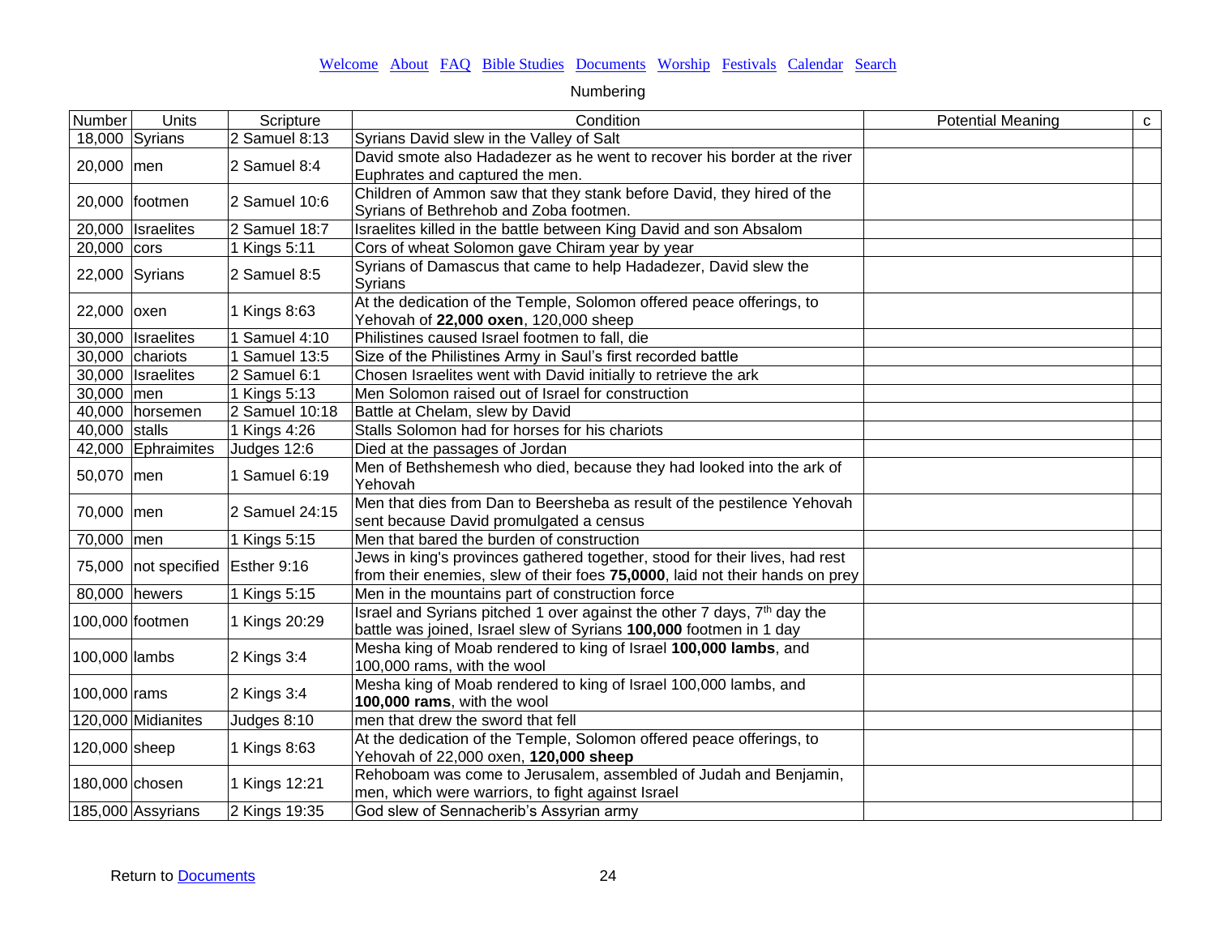Welcome About FAQ Bible Studies Documents Worship Festivals Calendar Search

Numbering

| Number | Units | Scripture | Condition | Potential Meaning | c |
|---|---|---|---|---|---|
| 18,000 | Syrians | 2 Samuel 8:13 | Syrians David slew in the Valley of Salt | | |
| 20,000 | men | 2 Samuel 8:4 | David smote also Hadadezer as he went to recover his border at the river Euphrates and captured the men. | | |
| 20,000 | footmen | 2 Samuel 10:6 | Children of Ammon saw that they stank before David, they hired of the Syrians of Bethrehob and Zoba footmen. | | |
| 20,000 | Israelites | 2 Samuel 18:7 | Israelites killed in the battle between King David and son Absalom | | |
| 20,000 | cors | 1 Kings 5:11 | Cors of wheat Solomon gave Chiram year by year | | |
| 22,000 | Syrians | 2 Samuel 8:5 | Syrians of Damascus that came to help Hadadezer, David slew the Syrians | | |
| 22,000 | oxen | 1 Kings 8:63 | At the dedication of the Temple, Solomon offered peace offerings, to Yehovah of **22,000 oxen**, 120,000 sheep | | |
| 30,000 | Israelites | 1 Samuel 4:10 | Philistines caused Israel footmen to fall, die | | |
| 30,000 | chariots | 1 Samuel 13:5 | Size of the Philistines Army in Saul's first recorded battle | | |
| 30,000 | Israelites | 2 Samuel 6:1 | Chosen Israelites went with David initially to retrieve the ark | | |
| 30,000 | men | 1 Kings 5:13 | Men Solomon raised out of Israel for construction | | |
| 40,000 | horsemen | 2 Samuel 10:18 | Battle at Chelam, slew by David | | |
| 40,000 | stalls | 1 Kings 4:26 | Stalls Solomon had for horses for his chariots | | |
| 42,000 | Ephraimites | Judges 12:6 | Died at the passages of Jordan | | |
| 50,070 | men | 1 Samuel 6:19 | Men of Bethshemesh who died, because they had looked into the ark of Yehovah | | |
| 70,000 | men | 2 Samuel 24:15 | Men that dies from Dan to Beersheba as result of the pestilence Yehovah sent because David promulgated a census | | |
| 70,000 | men | 1 Kings 5:15 | Men that bared the burden of construction | | |
| 75,000 | not specified | Esther 9:16 | Jews in king's provinces gathered together, stood for their lives, had rest from their enemies, slew of their foes **75,0000**, laid not their hands on prey | | |
| 80,000 | hewers | 1 Kings 5:15 | Men in the mountains part of construction force | | |
| 100,000 | footmen | 1 Kings 20:29 | Israel and Syrians pitched 1 over against the other 7 days, 7th day the battle was joined, Israel slew of Syrians **100,000** footmen in 1 day | | |
| 100,000 | lambs | 2 Kings 3:4 | Mesha king of Moab rendered to king of Israel **100,000 lambs**, and 100,000 rams, with the wool | | |
| 100,000 | rams | 2 Kings 3:4 | Mesha king of Moab rendered to king of Israel 100,000 lambs, and **100,000 rams**, with the wool | | |
| 120,000 | Midianites | Judges 8:10 | men that drew the sword that fell | | |
| 120,000 | sheep | 1 Kings 8:63 | At the dedication of the Temple, Solomon offered peace offerings, to Yehovah of 22,000 oxen, **120,000 sheep** | | |
| 180,000 | chosen | 1 Kings 12:21 | Rehoboam was come to Jerusalem, assembled of Judah and Benjamin, men, which were warriors, to fight against Israel | | |
| 185,000 | Assyrians | 2 Kings 19:35 | God slew of Sennacherib's Assyrian army | | |

Return to Documents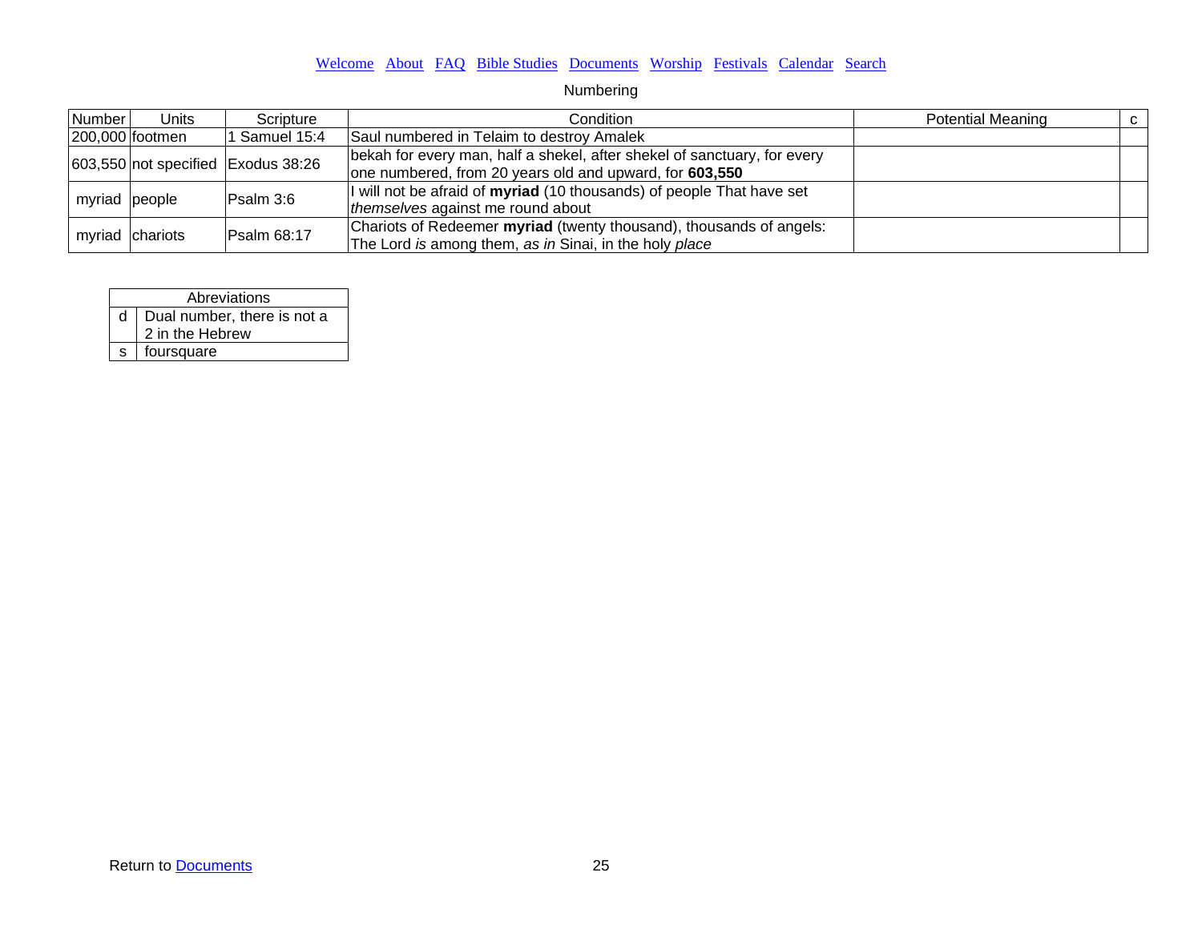Welcome About FAQ Bible Studies Documents Worship Festivals Calendar Search

Numbering

| Number | Units | Scripture | Condition | Potential Meaning | c |
|---|---|---|---|---|---|
| 200,000 | footmen | 1 Samuel 15:4 | Saul numbered in Telaim to destroy Amalek | | |
| 603,550 | not specified | Exodus 38:26 | bekah for every man, half a shekel, after shekel of sanctuary, for every one numbered, from 20 years old and upward, for **603,550** | | |
| myriad | people | Psalm 3:6 | I will not be afraid of **myriad** (10 thousands) of people That have set *themselves* against me round about | | |
| myriad | chariots | Psalm 68:17 | Chariots of Redeemer **myriad** (twenty thousand), thousands of angels: The Lord *is* among them, *as in* Sinai, in the holy *place* | | |

| Abreviations | |
|---|---|
| d | Dual number, there is not a 2 in the Hebrew |
| s | foursquare |

Return to Documents